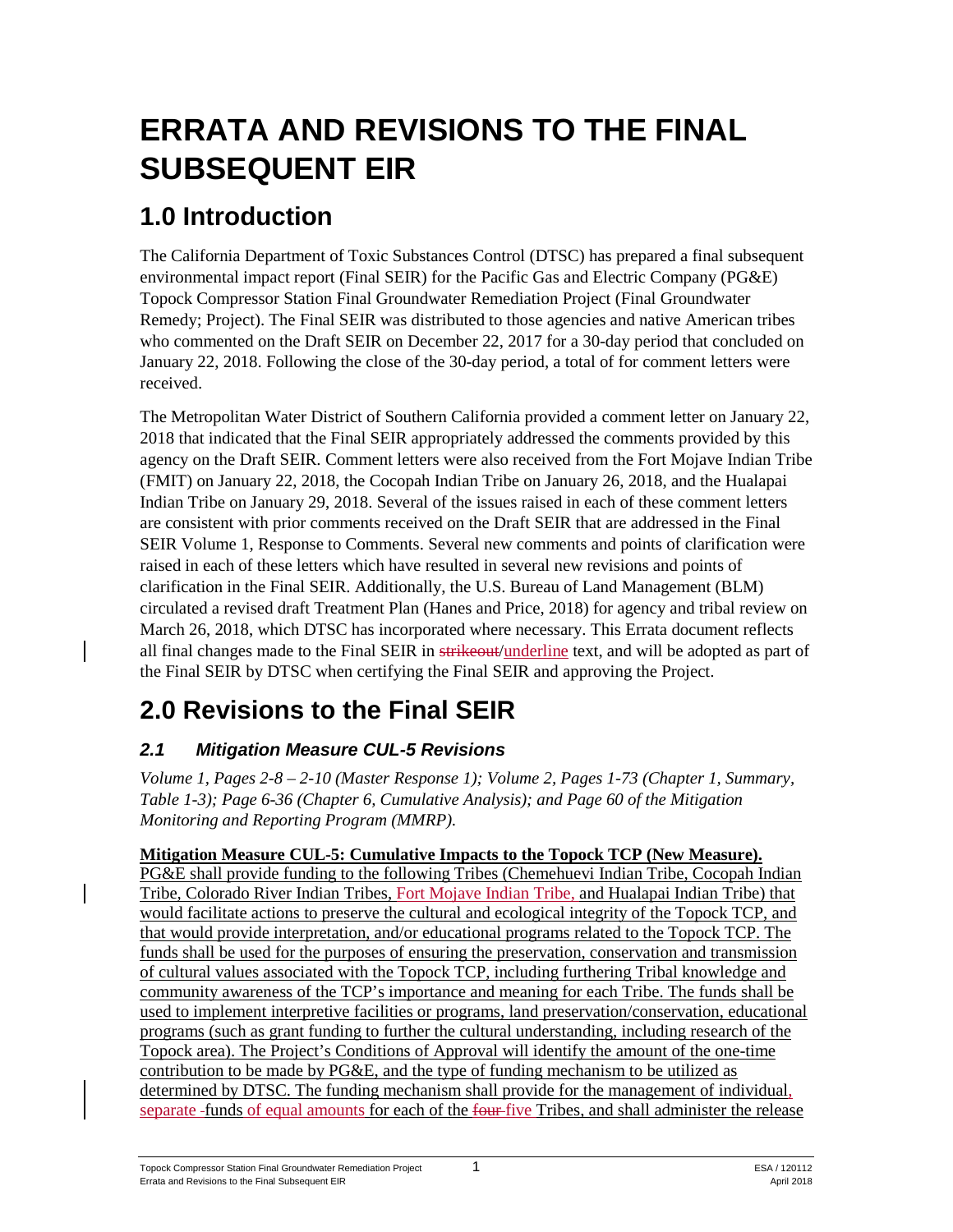# ERRATA AND REVISIONS TO THE FINAL SUBSEQUENT EIR

## 1.0 Introduction

The California Department of Toxic Substances Control (DTSC) has prepared a final subsequent environmental impact report (Final SEIR) for the Pacific Gas and Electric Company (PG&E) Topock Compressor Station Final Groundwater Remediation Project (Final Groundwater Remedy; Project). The Final SEIR was distributed to those agencies and native American tribes who commented on the Draft SEIR on December 22, 2017 for a 30-day period that concluded on January 22, 2018. Following the close of the 30-day period, a total of for comment letters were received.

The Metropolitan Water District of Southern California provided a comment letter on January 22, 2018 that indicated that the Final SEIR appropriately addressed the comments provided by this agency on the Draft SEIR. Comment letters were also received from the Fort Mojave Indian Tribe (FMIT) on January 22, 2018, the Cocopah Indian Tribe on January 26, 2018, and the Hualapai Indian Tribe on January 29, 2018. Several of the issues raised in each of these comment letters are consistent with prior comments received on the Draft SEIR that are addressed in the Final SEIR Volume 1, Response to Comments. Several new comments and points of clarification were raised in each of these letters which have resulted in several new revisions and points of clarification in the Final SEIR. Additionally, the U.S. Bureau of Land Management (BLM) circulated a revised draft Treatment Plan (Hanes and Price, 2018) for agency and tribal review on March 26, 2018, which DTSC has incorporated where necessary. This Errata document reflects all final changes made to the Final SEIR in ~~strikeout~~/<u>underline</u> text, and will be adopted as part of the Final SEIR by DTSC when certifying the Final SEIR and approving the Project.

## 2.0 Revisions to the Final SEIR

### *2.1 Mitigation Measure CUL-5 Revisions*

*Volume 1, Pages 2-8 – 2-10 (Master Response 1); Volume 2, Pages 1-73 (Chapter 1, Summary, Table 1-3); Page 6-36 (Chapter 6, Cumulative Analysis); and Page 60 of the Mitigation Monitoring and Reporting Program (MMRP).*

<u>**Mitigation Measure CUL-5: Cumulative Impacts to the Topock TCP (New Measure).**</u> <u>PG&E shall provide funding to the following Tribes (Chemehuevi Indian Tribe, Cocopah Indian Tribe, Colorado River Indian Tribes, Fort Mojave Indian Tribe, and Hualapai Indian Tribe) that would facilitate actions to preserve the cultural and ecological integrity of the Topock TCP, and that would provide interpretation, and/or educational programs related to the Topock TCP. The funds shall be used for the purposes of ensuring the preservation, conservation and transmission of cultural values associated with the Topock TCP, including furthering Tribal knowledge and community awareness of the TCP's importance and meaning for each Tribe. The funds shall be used to implement interpretive facilities or programs, land preservation/conservation, educational programs (such as grant funding to further the cultural understanding, including research of the Topock area). The Project's Conditions of Approval will identify the amount of the one-time contribution to be made by PG&E, and the type of funding mechanism to be utilized as determined by DTSC. The funding mechanism shall provide for the management of individual, separate -funds of equal amounts for each of the ~~four~~ five Tribes, and shall administer the release</u>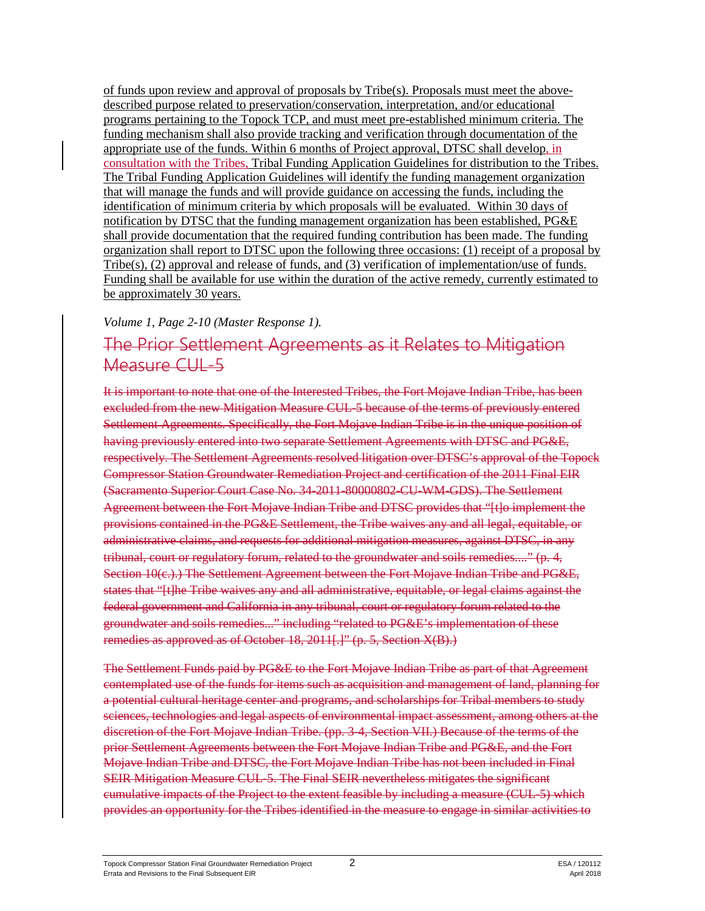of funds upon review and approval of proposals by Tribe(s). Proposals must meet the above-described purpose related to preservation/conservation, interpretation, and/or educational programs pertaining to the Topock TCP, and must meet pre-established minimum criteria. The funding mechanism shall also provide tracking and verification through documentation of the appropriate use of the funds. Within 6 months of Project approval, DTSC shall develop, in consultation with the Tribes, Tribal Funding Application Guidelines for distribution to the Tribes. The Tribal Funding Application Guidelines will identify the funding management organization that will manage the funds and will provide guidance on accessing the funds, including the identification of minimum criteria by which proposals will be evaluated. Within 30 days of notification by DTSC that the funding management organization has been established, PG&E shall provide documentation that the required funding contribution has been made. The funding organization shall report to DTSC upon the following three occasions: (1) receipt of a proposal by Tribe(s), (2) approval and release of funds, and (3) verification of implementation/use of funds. Funding shall be available for use within the duration of the active remedy, currently estimated to be approximately 30 years.

*Volume 1, Page 2-10 (Master Response 1).*

## ~~The Prior Settlement Agreements as it Relates to Mitigation Measure CUL-5~~

~~It is important to note that one of the Interested Tribes, the Fort Mojave Indian Tribe, has been excluded from the new Mitigation Measure CUL-5 because of the terms of previously entered Settlement Agreements. Specifically, the Fort Mojave Indian Tribe is in the unique position of having previously entered into two separate Settlement Agreements with DTSC and PG&E, respectively. The Settlement Agreements resolved litigation over DTSC's approval of the Topock Compressor Station Groundwater Remediation Project and certification of the 2011 Final EIR (Sacramento Superior Court Case No. 34-2011-80000802-CU-WM-GDS). The Settlement Agreement between the Fort Mojave Indian Tribe and DTSC provides that "[t]o implement the provisions contained in the PG&E Settlement, the Tribe waives any and all legal, equitable, or administrative claims, and requests for additional mitigation measures, against DTSC, in any tribunal, court or regulatory forum, related to the groundwater and soils remedies...." (p. 4, Section 10(c).) The Settlement Agreement between the Fort Mojave Indian Tribe and PG&E, states that "[t]he Tribe waives any and all administrative, equitable, or legal claims against the federal government and California in any tribunal, court or regulatory forum related to the groundwater and soils remedies..." including "related to PG&E's implementation of these remedies as approved as of October 18, 2011[.]" (p. 5, Section X(B).)~~

~~The Settlement Funds paid by PG&E to the Fort Mojave Indian Tribe as part of that Agreement contemplated use of the funds for items such as acquisition and management of land, planning for a potential cultural heritage center and programs, and scholarships for Tribal members to study sciences, technologies and legal aspects of environmental impact assessment, among others at the discretion of the Fort Mojave Indian Tribe. (pp. 3-4, Section VII.) Because of the terms of the prior Settlement Agreements between the Fort Mojave Indian Tribe and PG&E, and the Fort Mojave Indian Tribe and DTSC, the Fort Mojave Indian Tribe has not been included in Final SEIR Mitigation Measure CUL-5. The Final SEIR nevertheless mitigates the significant cumulative impacts of the Project to the extent feasible by including a measure (CUL-5) which provides an opportunity for the Tribes identified in the measure to engage in similar activities to~~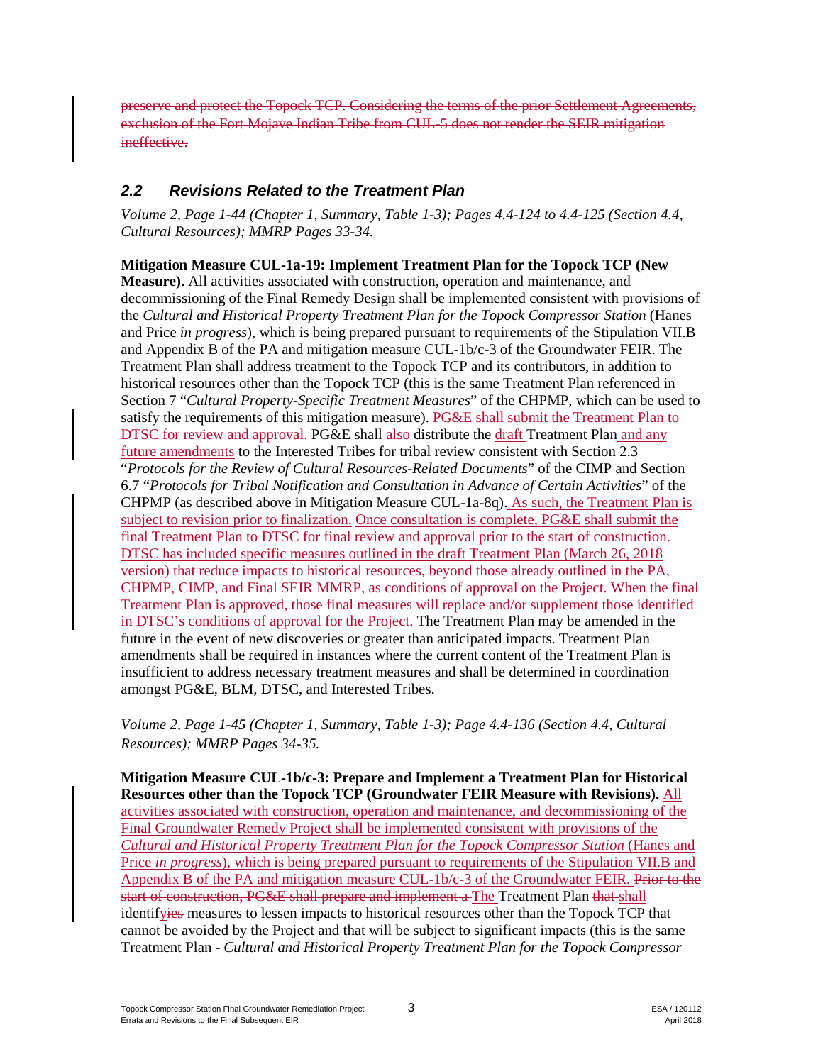preserve and protect the Topock TCP. Considering the terms of the prior Settlement Agreements, exclusion of the Fort Mojave Indian Tribe from CUL-5 does not render the SEIR mitigation ineffective.

## *2.2 Revisions Related to the Treatment Plan*

*Volume 2, Page 1-44 (Chapter 1, Summary, Table 1-3); Pages 4.4-124 to 4.4-125 (Section 4.4, Cultural Resources); MMRP Pages 33-34.*

**Mitigation Measure CUL-1a-19: Implement Treatment Plan for the Topock TCP (New Measure).** All activities associated with construction, operation and maintenance, and decommissioning of the Final Remedy Design shall be implemented consistent with provisions of the *Cultural and Historical Property Treatment Plan for the Topock Compressor Station* (Hanes and Price *in progress*), which is being prepared pursuant to requirements of the Stipulation VII.B and Appendix B of the PA and mitigation measure CUL-1b/c-3 of the Groundwater FEIR. The Treatment Plan shall address treatment to the Topock TCP and its contributors, in addition to historical resources other than the Topock TCP (this is the same Treatment Plan referenced in Section 7 "*Cultural Property-Specific Treatment Measures*" of the CHPMP, which can be used to satisfy the requirements of this mitigation measure). PG&E shall submit the Treatment Plan to DTSC for review and approval. PG&E shall also distribute the draft Treatment Plan and any future amendments to the Interested Tribes for tribal review consistent with Section 2.3 "*Protocols for the Review of Cultural Resources-Related Documents*" of the CIMP and Section 6.7 "*Protocols for Tribal Notification and Consultation in Advance of Certain Activities*" of the CHPMP (as described above in Mitigation Measure CUL-1a-8q). As such, the Treatment Plan is subject to revision prior to finalization. Once consultation is complete, PG&E shall submit the final Treatment Plan to DTSC for final review and approval prior to the start of construction. DTSC has included specific measures outlined in the draft Treatment Plan (March 26, 2018 version) that reduce impacts to historical resources, beyond those already outlined in the PA, CHPMP, CIMP, and Final SEIR MMRP, as conditions of approval on the Project. When the final Treatment Plan is approved, those final measures will replace and/or supplement those identified in DTSC's conditions of approval for the Project. The Treatment Plan may be amended in the future in the event of new discoveries or greater than anticipated impacts. Treatment Plan amendments shall be required in instances where the current content of the Treatment Plan is insufficient to address necessary treatment measures and shall be determined in coordination amongst PG&E, BLM, DTSC, and Interested Tribes.

*Volume 2, Page 1-45 (Chapter 1, Summary, Table 1-3); Page 4.4-136 (Section 4.4, Cultural Resources); MMRP Pages 34-35.*

**Mitigation Measure CUL-1b/c-3: Prepare and Implement a Treatment Plan for Historical Resources other than the Topock TCP (Groundwater FEIR Measure with Revisions).** All activities associated with construction, operation and maintenance, and decommissioning of the Final Groundwater Remedy Project shall be implemented consistent with provisions of the *Cultural and Historical Property Treatment Plan for the Topock Compressor Station* (Hanes and Price *in progress*), which is being prepared pursuant to requirements of the Stipulation VII.B and Appendix B of the PA and mitigation measure CUL-1b/c-3 of the Groundwater FEIR. Prior to the start of construction, PG&E shall prepare and implement a The Treatment Plan that shall identifyies measures to lessen impacts to historical resources other than the Topock TCP that cannot be avoided by the Project and that will be subject to significant impacts (this is the same Treatment Plan - *Cultural and Historical Property Treatment Plan for the Topock Compressor*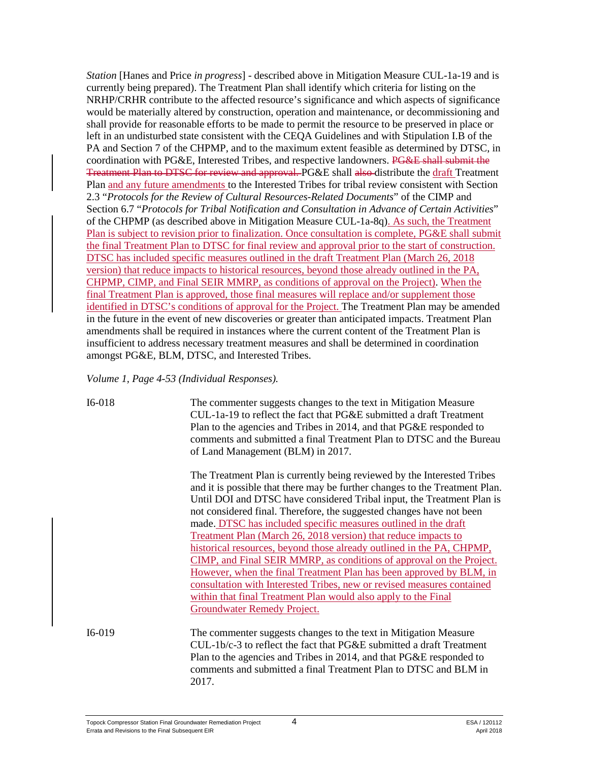*Station* [Hanes and Price *in progress*] - described above in Mitigation Measure CUL-1a-19 and is currently being prepared). The Treatment Plan shall identify which criteria for listing on the NRHP/CRHR contribute to the affected resource's significance and which aspects of significance would be materially altered by construction, operation and maintenance, or decommissioning and shall provide for reasonable efforts to be made to permit the resource to be preserved in place or left in an undisturbed state consistent with the CEQA Guidelines and with Stipulation I.B of the PA and Section 7 of the CHPMP, and to the maximum extent feasible as determined by DTSC, in coordination with PG&E, Interested Tribes, and respective landowners. ~~PG&E shall submit the Treatment Plan to DTSC for review and approval.~~ PG&E shall ~~also~~ distribute the draft Treatment Plan and any future amendments to the Interested Tribes for tribal review consistent with Section 2.3 "*Protocols for the Review of Cultural Resources-Related Documents*" of the CIMP and Section 6.7 "*Protocols for Tribal Notification and Consultation in Advance of Certain Activities*" of the CHPMP (as described above in Mitigation Measure CUL-1a-8q). As such, the Treatment Plan is subject to revision prior to finalization. Once consultation is complete, PG&E shall submit the final Treatment Plan to DTSC for final review and approval prior to the start of construction. DTSC has included specific measures outlined in the draft Treatment Plan (March 26, 2018 version) that reduce impacts to historical resources, beyond those already outlined in the PA, CHPMP, CIMP, and Final SEIR MMRP, as conditions of approval on the Project). When the final Treatment Plan is approved, those final measures will replace and/or supplement those identified in DTSC's conditions of approval for the Project. The Treatment Plan may be amended in the future in the event of new discoveries or greater than anticipated impacts. Treatment Plan amendments shall be required in instances where the current content of the Treatment Plan is insufficient to address necessary treatment measures and shall be determined in coordination amongst PG&E, BLM, DTSC, and Interested Tribes.

*Volume 1, Page 4-53 (Individual Responses).*

I6-018 The commenter suggests changes to the text in Mitigation Measure CUL-1a-19 to reflect the fact that PG&E submitted a draft Treatment Plan to the agencies and Tribes in 2014, and that PG&E responded to comments and submitted a final Treatment Plan to DTSC and the Bureau of Land Management (BLM) in 2017.

The Treatment Plan is currently being reviewed by the Interested Tribes and it is possible that there may be further changes to the Treatment Plan. Until DOI and DTSC have considered Tribal input, the Treatment Plan is not considered final. Therefore, the suggested changes have not been made. DTSC has included specific measures outlined in the draft Treatment Plan (March 26, 2018 version) that reduce impacts to historical resources, beyond those already outlined in the PA, CHPMP, CIMP, and Final SEIR MMRP, as conditions of approval on the Project. However, when the final Treatment Plan has been approved by BLM, in consultation with Interested Tribes, new or revised measures contained within that final Treatment Plan would also apply to the Final Groundwater Remedy Project.

I6-019 The commenter suggests changes to the text in Mitigation Measure CUL-1b/c-3 to reflect the fact that PG&E submitted a draft Treatment Plan to the agencies and Tribes in 2014, and that PG&E responded to comments and submitted a final Treatment Plan to DTSC and BLM in 2017.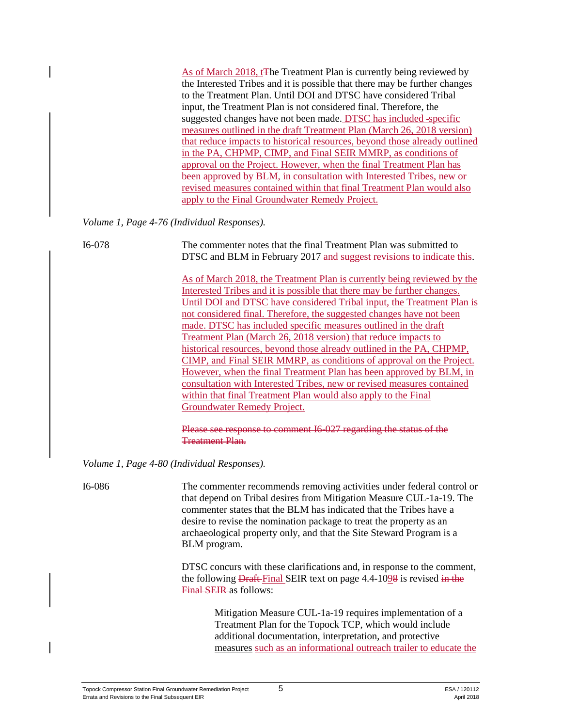As of March 2018, tThe Treatment Plan is currently being reviewed by the Interested Tribes and it is possible that there may be further changes to the Treatment Plan. Until DOI and DTSC have considered Tribal input, the Treatment Plan is not considered final. Therefore, the suggested changes have not been made. DTSC has included specific measures outlined in the draft Treatment Plan (March 26, 2018 version) that reduce impacts to historical resources, beyond those already outlined in the PA, CHPMP, CIMP, and Final SEIR MMRP, as conditions of approval on the Project. However, when the final Treatment Plan has been approved by BLM, in consultation with Interested Tribes, new or revised measures contained within that final Treatment Plan would also apply to the Final Groundwater Remedy Project.

*Volume 1, Page 4-76 (Individual Responses).*

I6-078 The commenter notes that the final Treatment Plan was submitted to DTSC and BLM in February 2017 and suggest revisions to indicate this.

As of March 2018, the Treatment Plan is currently being reviewed by the Interested Tribes and it is possible that there may be further changes. Until DOI and DTSC have considered Tribal input, the Treatment Plan is not considered final. Therefore, the suggested changes have not been made. DTSC has included specific measures outlined in the draft Treatment Plan (March 26, 2018 version) that reduce impacts to historical resources, beyond those already outlined in the PA, CHPMP, CIMP, and Final SEIR MMRP, as conditions of approval on the Project. However, when the final Treatment Plan has been approved by BLM, in consultation with Interested Tribes, new or revised measures contained within that final Treatment Plan would also apply to the Final Groundwater Remedy Project.

~~Please see response to comment I6-027 regarding the status of the Treatment Plan.~~

*Volume 1, Page 4-80 (Individual Responses).*

I6-086 The commenter recommends removing activities under federal control or that depend on Tribal desires from Mitigation Measure CUL-1a-19. The commenter states that the BLM has indicated that the Tribes have a desire to revise the nomination package to treat the property as an archaeological property only, and that the Site Steward Program is a BLM program.

DTSC concurs with these clarifications and, in response to the comment, the following ~~Draft~~ Final SEIR text on page 4.4-10~~9~~8 is revised ~~in the Final SEIR~~ as follows:

> Mitigation Measure CUL-1a-19 requires implementation of a Treatment Plan for the Topock TCP, which would include additional documentation, interpretation, and protective measures such as an informational outreach trailer to educate the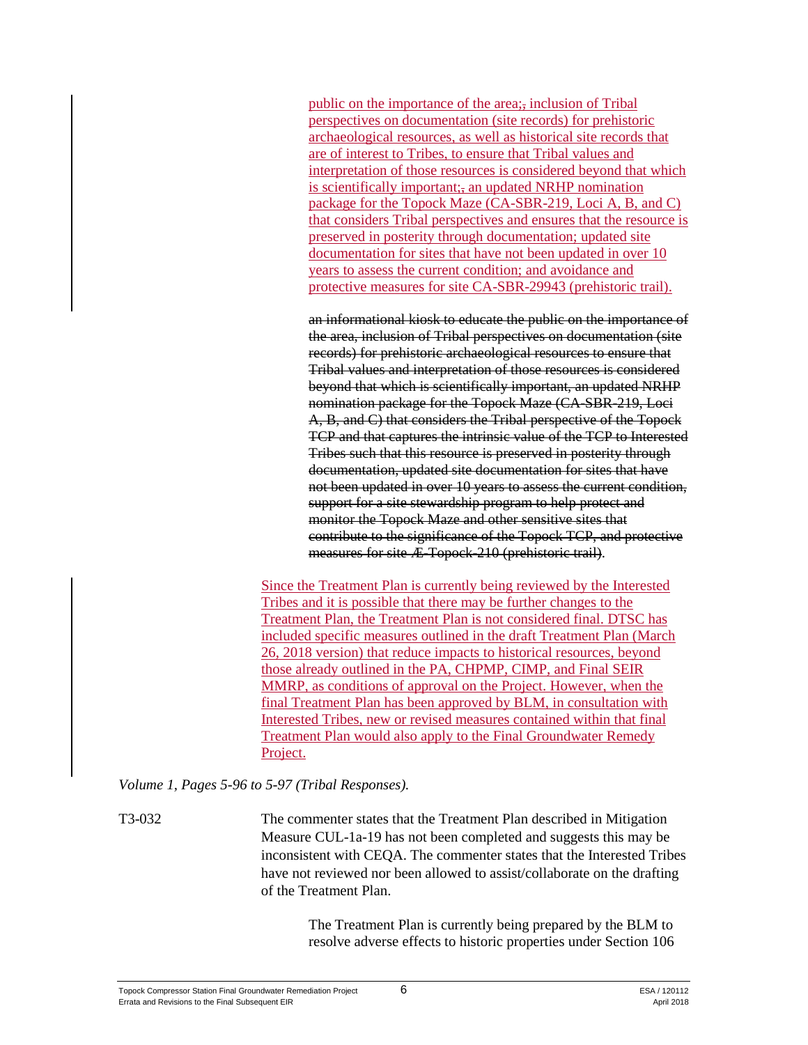public on the importance of the area;, inclusion of Tribal perspectives on documentation (site records) for prehistoric archaeological resources, as well as historical site records that are of interest to Tribes, to ensure that Tribal values and interpretation of those resources is considered beyond that which is scientifically important;, an updated NRHP nomination package for the Topock Maze (CA-SBR-219, Loci A, B, and C) that considers Tribal perspectives and ensures that the resource is preserved in posterity through documentation; updated site documentation for sites that have not been updated in over 10 years to assess the current condition; and avoidance and protective measures for site CA-SBR-29943 (prehistoric trail).

~~an informational kiosk to educate the public on the importance of the area, inclusion of Tribal perspectives on documentation (site records) for prehistoric archaeological resources to ensure that Tribal values and interpretation of those resources is considered beyond that which is scientifically important, an updated NRHP nomination package for the Topock Maze (CA-SBR-219, Loci A, B, and C) that considers the Tribal perspective of the Topock TCP and that captures the intrinsic value of the TCP to Interested Tribes such that this resource is preserved in posterity through documentation, updated site documentation for sites that have not been updated in over 10 years to assess the current condition, support for a site stewardship program to help protect and monitor the Topock Maze and other sensitive sites that contribute to the significance of the Topock TCP, and protective measures for site Æ-Topock-210 (prehistoric trail)~~.

Since the Treatment Plan is currently being reviewed by the Interested Tribes and it is possible that there may be further changes to the Treatment Plan, the Treatment Plan is not considered final. DTSC has included specific measures outlined in the draft Treatment Plan (March 26, 2018 version) that reduce impacts to historical resources, beyond those already outlined in the PA, CHPMP, CIMP, and Final SEIR MMRP, as conditions of approval on the Project. However, when the final Treatment Plan has been approved by BLM, in consultation with Interested Tribes, new or revised measures contained within that final Treatment Plan would also apply to the Final Groundwater Remedy Project.

*Volume 1, Pages 5-96 to 5-97 (Tribal Responses).*

T3-032 The commenter states that the Treatment Plan described in Mitigation Measure CUL-1a-19 has not been completed and suggests this may be inconsistent with CEQA. The commenter states that the Interested Tribes have not reviewed nor been allowed to assist/collaborate on the drafting of the Treatment Plan.

The Treatment Plan is currently being prepared by the BLM to resolve adverse effects to historic properties under Section 106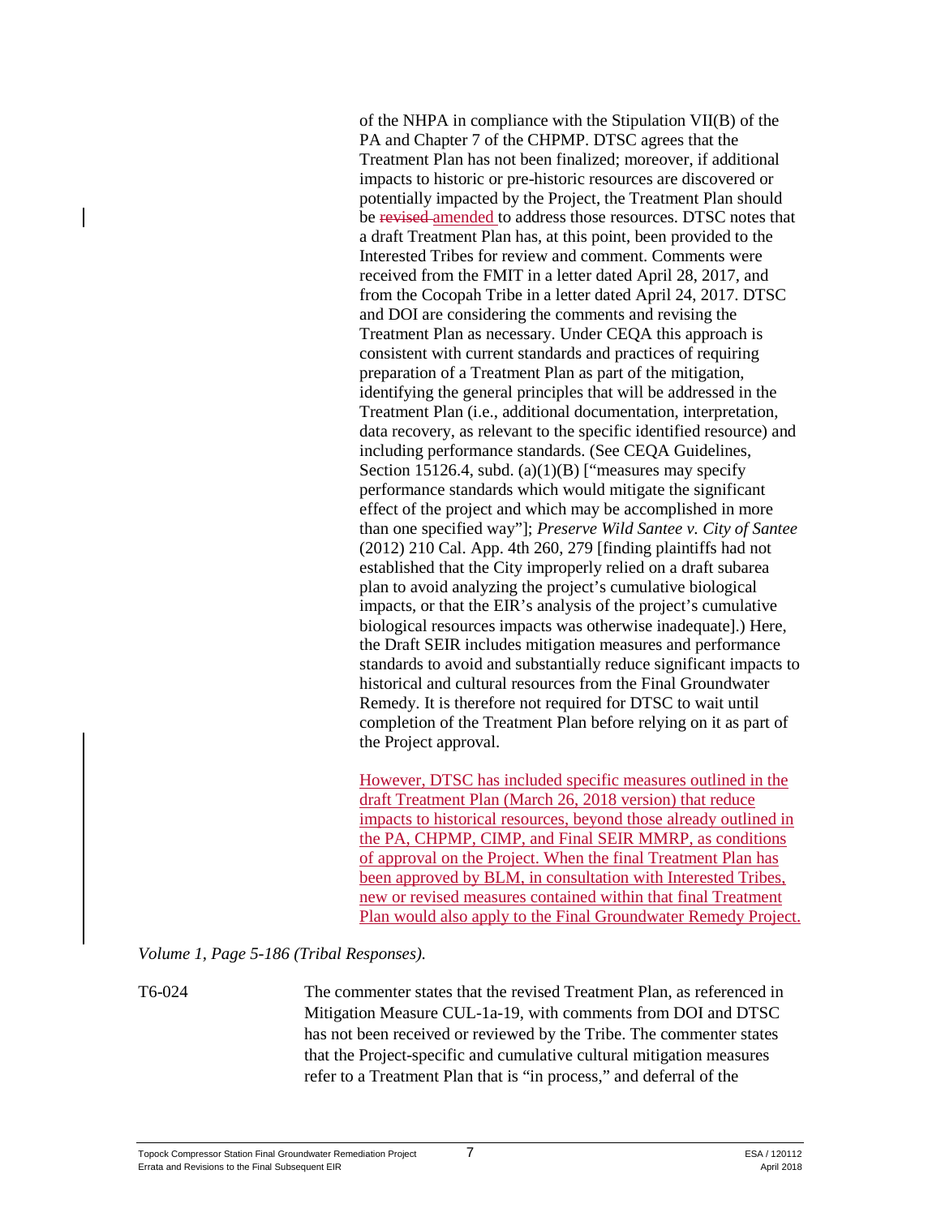of the NHPA in compliance with the Stipulation VII(B) of the PA and Chapter 7 of the CHPMP. DTSC agrees that the Treatment Plan has not been finalized; moreover, if additional impacts to historic or pre-historic resources are discovered or potentially impacted by the Project, the Treatment Plan should be ~~revised~~ amended to address those resources. DTSC notes that a draft Treatment Plan has, at this point, been provided to the Interested Tribes for review and comment. Comments were received from the FMIT in a letter dated April 28, 2017, and from the Cocopah Tribe in a letter dated April 24, 2017. DTSC and DOI are considering the comments and revising the Treatment Plan as necessary. Under CEQA this approach is consistent with current standards and practices of requiring preparation of a Treatment Plan as part of the mitigation, identifying the general principles that will be addressed in the Treatment Plan (i.e., additional documentation, interpretation, data recovery, as relevant to the specific identified resource) and including performance standards. (See CEQA Guidelines, Section 15126.4, subd. (a)(1)(B) ["measures may specify performance standards which would mitigate the significant effect of the project and which may be accomplished in more than one specified way"]; *Preserve Wild Santee v. City of Santee* (2012) 210 Cal. App. 4th 260, 279 [finding plaintiffs had not established that the City improperly relied on a draft subarea plan to avoid analyzing the project's cumulative biological impacts, or that the EIR's analysis of the project's cumulative biological resources impacts was otherwise inadequate].) Here, the Draft SEIR includes mitigation measures and performance standards to avoid and substantially reduce significant impacts to historical and cultural resources from the Final Groundwater Remedy. It is therefore not required for DTSC to wait until completion of the Treatment Plan before relying on it as part of the Project approval.

However, DTSC has included specific measures outlined in the draft Treatment Plan (March 26, 2018 version) that reduce impacts to historical resources, beyond those already outlined in the PA, CHPMP, CIMP, and Final SEIR MMRP, as conditions of approval on the Project. When the final Treatment Plan has been approved by BLM, in consultation with Interested Tribes, new or revised measures contained within that final Treatment Plan would also apply to the Final Groundwater Remedy Project.

*Volume 1, Page 5-186 (Tribal Responses).*

T6-024 The commenter states that the revised Treatment Plan, as referenced in Mitigation Measure CUL-1a-19, with comments from DOI and DTSC has not been received or reviewed by the Tribe. The commenter states that the Project-specific and cumulative cultural mitigation measures refer to a Treatment Plan that is "in process," and deferral of the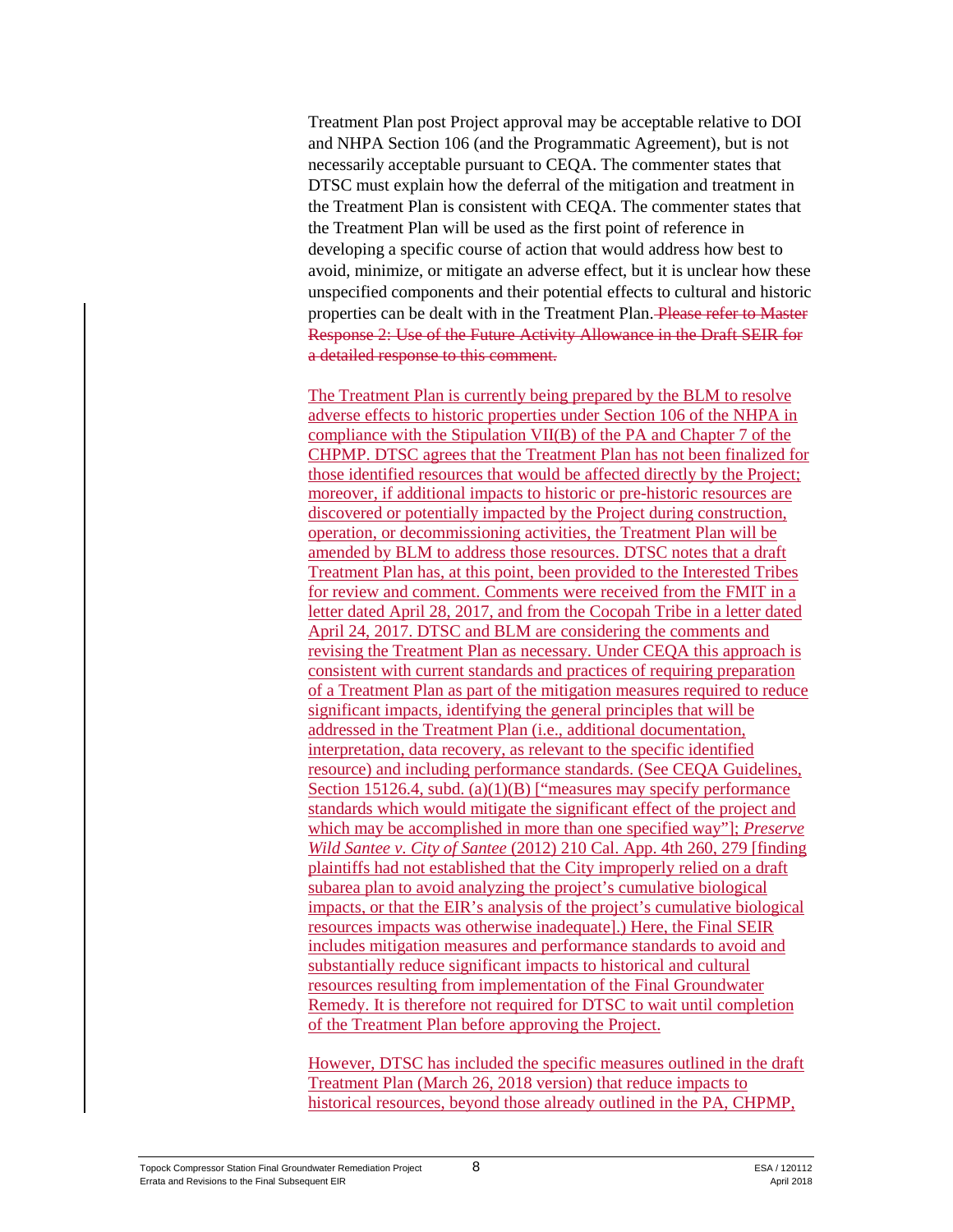Treatment Plan post Project approval may be acceptable relative to DOI and NHPA Section 106 (and the Programmatic Agreement), but is not necessarily acceptable pursuant to CEQA. The commenter states that DTSC must explain how the deferral of the mitigation and treatment in the Treatment Plan is consistent with CEQA. The commenter states that the Treatment Plan will be used as the first point of reference in developing a specific course of action that would address how best to avoid, minimize, or mitigate an adverse effect, but it is unclear how these unspecified components and their potential effects to cultural and historic properties can be dealt with in the Treatment Plan. ~~Please refer to Master Response 2: Use of the Future Activity Allowance in the Draft SEIR for a detailed response to this comment.~~

<u>The Treatment Plan is currently being prepared by the BLM to resolve adverse effects to historic properties under Section 106 of the NHPA in compliance with the Stipulation VII(B) of the PA and Chapter 7 of the CHPMP. DTSC agrees that the Treatment Plan has not been finalized for those identified resources that would be affected directly by the Project; moreover, if additional impacts to historic or pre-historic resources are discovered or potentially impacted by the Project during construction, operation, or decommissioning activities, the Treatment Plan will be amended by BLM to address those resources. DTSC notes that a draft Treatment Plan has, at this point, been provided to the Interested Tribes for review and comment. Comments were received from the FMIT in a letter dated April 28, 2017, and from the Cocopah Tribe in a letter dated April 24, 2017. DTSC and BLM are considering the comments and revising the Treatment Plan as necessary. Under CEQA this approach is consistent with current standards and practices of requiring preparation of a Treatment Plan as part of the mitigation measures required to reduce significant impacts, identifying the general principles that will be addressed in the Treatment Plan (i.e., additional documentation, interpretation, data recovery, as relevant to the specific identified resource) and including performance standards. (See CEQA Guidelines, Section 15126.4, subd. (a)(1)(B) ["measures may specify performance standards which would mitigate the significant effect of the project and which may be accomplished in more than one specified way"]; *Preserve Wild Santee v. City of Santee* (2012) 210 Cal. App. 4th 260, 279 [finding plaintiffs had not established that the City improperly relied on a draft subarea plan to avoid analyzing the project's cumulative biological impacts, or that the EIR's analysis of the project's cumulative biological resources impacts was otherwise inadequate].) Here, the Final SEIR includes mitigation measures and performance standards to avoid and substantially reduce significant impacts to historical and cultural resources resulting from implementation of the Final Groundwater Remedy. It is therefore not required for DTSC to wait until completion of the Treatment Plan before approving the Project.</u>

<u>However, DTSC has included the specific measures outlined in the draft Treatment Plan (March 26, 2018 version) that reduce impacts to historical resources, beyond those already outlined in the PA, CHPMP,</u>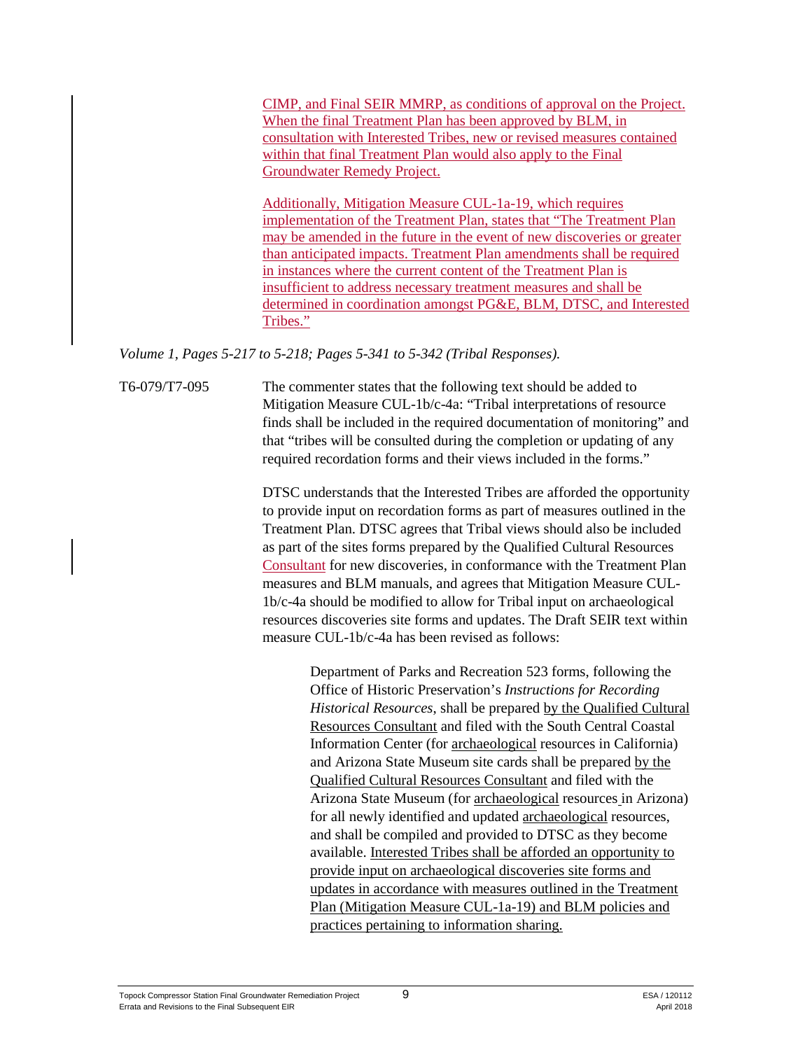CIMP, and Final SEIR MMRP, as conditions of approval on the Project. When the final Treatment Plan has been approved by BLM, in consultation with Interested Tribes, new or revised measures contained within that final Treatment Plan would also apply to the Final Groundwater Remedy Project.

Additionally, Mitigation Measure CUL-1a-19, which requires implementation of the Treatment Plan, states that "The Treatment Plan may be amended in the future in the event of new discoveries or greater than anticipated impacts. Treatment Plan amendments shall be required in instances where the current content of the Treatment Plan is insufficient to address necessary treatment measures and shall be determined in coordination amongst PG&E, BLM, DTSC, and Interested Tribes."

*Volume 1, Pages 5-217 to 5-218; Pages 5-341 to 5-342 (Tribal Responses).*

T6-079/T7-095 The commenter states that the following text should be added to Mitigation Measure CUL-1b/c-4a: "Tribal interpretations of resource finds shall be included in the required documentation of monitoring" and that "tribes will be consulted during the completion or updating of any required recordation forms and their views included in the forms."

DTSC understands that the Interested Tribes are afforded the opportunity to provide input on recordation forms as part of measures outlined in the Treatment Plan. DTSC agrees that Tribal views should also be included as part of the sites forms prepared by the Qualified Cultural Resources Consultant for new discoveries, in conformance with the Treatment Plan measures and BLM manuals, and agrees that Mitigation Measure CUL-1b/c-4a should be modified to allow for Tribal input on archaeological resources discoveries site forms and updates. The Draft SEIR text within measure CUL-1b/c-4a has been revised as follows:

> Department of Parks and Recreation 523 forms, following the Office of Historic Preservation's *Instructions for Recording Historical Resources*, shall be prepared by the Qualified Cultural Resources Consultant and filed with the South Central Coastal Information Center (for archaeological resources in California) and Arizona State Museum site cards shall be prepared by the Qualified Cultural Resources Consultant and filed with the Arizona State Museum (for archaeological resources in Arizona) for all newly identified and updated archaeological resources, and shall be compiled and provided to DTSC as they become available. Interested Tribes shall be afforded an opportunity to provide input on archaeological discoveries site forms and updates in accordance with measures outlined in the Treatment Plan (Mitigation Measure CUL-1a-19) and BLM policies and practices pertaining to information sharing.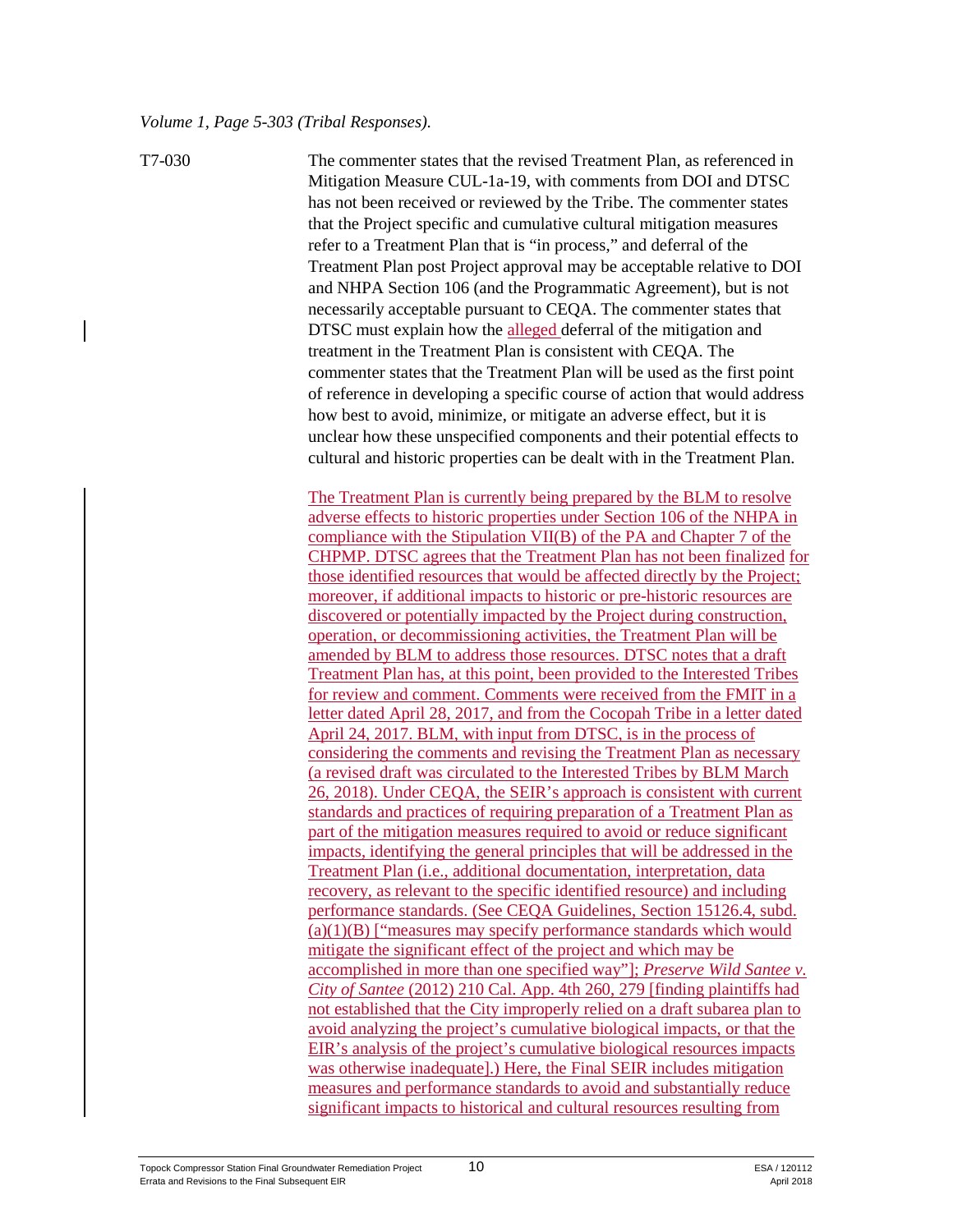*Volume 1, Page 5-303 (Tribal Responses).*

T7-030

The commenter states that the revised Treatment Plan, as referenced in Mitigation Measure CUL-1a-19, with comments from DOI and DTSC has not been received or reviewed by the Tribe. The commenter states that the Project specific and cumulative cultural mitigation measures refer to a Treatment Plan that is "in process," and deferral of the Treatment Plan post Project approval may be acceptable relative to DOI and NHPA Section 106 (and the Programmatic Agreement), but is not necessarily acceptable pursuant to CEQA. The commenter states that DTSC must explain how the alleged deferral of the mitigation and treatment in the Treatment Plan is consistent with CEQA. The commenter states that the Treatment Plan will be used as the first point of reference in developing a specific course of action that would address how best to avoid, minimize, or mitigate an adverse effect, but it is unclear how these unspecified components and their potential effects to cultural and historic properties can be dealt with in the Treatment Plan.

The Treatment Plan is currently being prepared by the BLM to resolve adverse effects to historic properties under Section 106 of the NHPA in compliance with the Stipulation VII(B) of the PA and Chapter 7 of the CHPMP. DTSC agrees that the Treatment Plan has not been finalized for those identified resources that would be affected directly by the Project; moreover, if additional impacts to historic or pre-historic resources are discovered or potentially impacted by the Project during construction, operation, or decommissioning activities, the Treatment Plan will be amended by BLM to address those resources. DTSC notes that a draft Treatment Plan has, at this point, been provided to the Interested Tribes for review and comment. Comments were received from the FMIT in a letter dated April 28, 2017, and from the Cocopah Tribe in a letter dated April 24, 2017. BLM, with input from DTSC, is in the process of considering the comments and revising the Treatment Plan as necessary (a revised draft was circulated to the Interested Tribes by BLM March 26, 2018). Under CEQA, the SEIR's approach is consistent with current standards and practices of requiring preparation of a Treatment Plan as part of the mitigation measures required to avoid or reduce significant impacts, identifying the general principles that will be addressed in the Treatment Plan (i.e., additional documentation, interpretation, data recovery, as relevant to the specific identified resource) and including performance standards. (See CEQA Guidelines, Section 15126.4, subd. (a)(1)(B) ["measures may specify performance standards which would mitigate the significant effect of the project and which may be accomplished in more than one specified way"]; *Preserve Wild Santee v. City of Santee* (2012) 210 Cal. App. 4th 260, 279 [finding plaintiffs had not established that the City improperly relied on a draft subarea plan to avoid analyzing the project's cumulative biological impacts, or that the EIR's analysis of the project's cumulative biological resources impacts was otherwise inadequate].) Here, the Final SEIR includes mitigation measures and performance standards to avoid and substantially reduce significant impacts to historical and cultural resources resulting from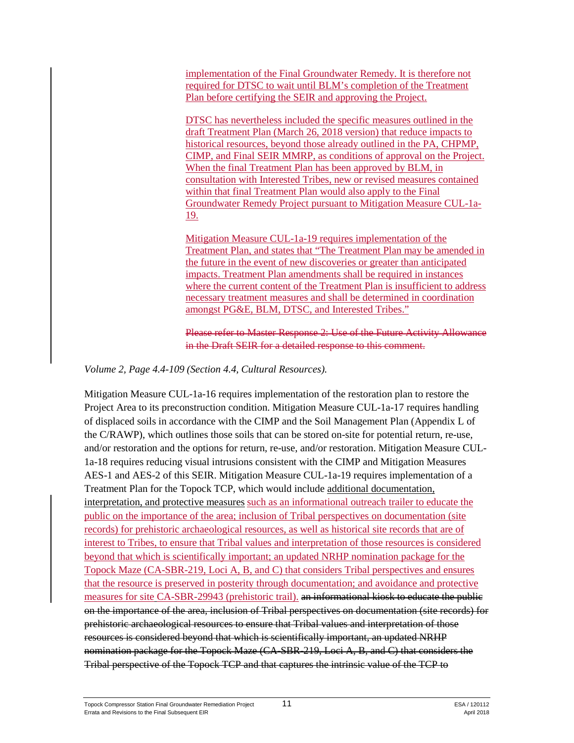implementation of the Final Groundwater Remedy. It is therefore not required for DTSC to wait until BLM's completion of the Treatment Plan before certifying the SEIR and approving the Project.

DTSC has nevertheless included the specific measures outlined in the draft Treatment Plan (March 26, 2018 version) that reduce impacts to historical resources, beyond those already outlined in the PA, CHPMP, CIMP, and Final SEIR MMRP, as conditions of approval on the Project. When the final Treatment Plan has been approved by BLM, in consultation with Interested Tribes, new or revised measures contained within that final Treatment Plan would also apply to the Final Groundwater Remedy Project pursuant to Mitigation Measure CUL-1a-19.

Mitigation Measure CUL-1a-19 requires implementation of the Treatment Plan, and states that "The Treatment Plan may be amended in the future in the event of new discoveries or greater than anticipated impacts. Treatment Plan amendments shall be required in instances where the current content of the Treatment Plan is insufficient to address necessary treatment measures and shall be determined in coordination amongst PG&E, BLM, DTSC, and Interested Tribes."

~~Please refer to Master Response 2: Use of the Future Activity Allowance in the Draft SEIR for a detailed response to this comment.~~

*Volume 2, Page 4.4-109 (Section 4.4, Cultural Resources).*

Mitigation Measure CUL-1a-16 requires implementation of the restoration plan to restore the Project Area to its preconstruction condition. Mitigation Measure CUL-1a-17 requires handling of displaced soils in accordance with the CIMP and the Soil Management Plan (Appendix L of the C/RAWP), which outlines those soils that can be stored on-site for potential return, re-use, and/or restoration and the options for return, re-use, and/or restoration. Mitigation Measure CUL-1a-18 requires reducing visual intrusions consistent with the CIMP and Mitigation Measures AES-1 and AES-2 of this SEIR. Mitigation Measure CUL-1a-19 requires implementation of a Treatment Plan for the Topock TCP, which would include additional documentation, interpretation, and protective measures such as an informational outreach trailer to educate the public on the importance of the area; inclusion of Tribal perspectives on documentation (site records) for prehistoric archaeological resources, as well as historical site records that are of interest to Tribes, to ensure that Tribal values and interpretation of those resources is considered beyond that which is scientifically important; an updated NRHP nomination package for the Topock Maze (CA-SBR-219, Loci A, B, and C) that considers Tribal perspectives and ensures that the resource is preserved in posterity through documentation; and avoidance and protective measures for site CA-SBR-29943 (prehistoric trail). ~~an informational kiosk to educate the public on the importance of the area, inclusion of Tribal perspectives on documentation (site records) for prehistoric archaeological resources to ensure that Tribal values and interpretation of those resources is considered beyond that which is scientifically important, an updated NRHP nomination package for the Topock Maze (CA-SBR-219, Loci A, B, and C) that considers the Tribal perspective of the Topock TCP and that captures the intrinsic value of the TCP to~~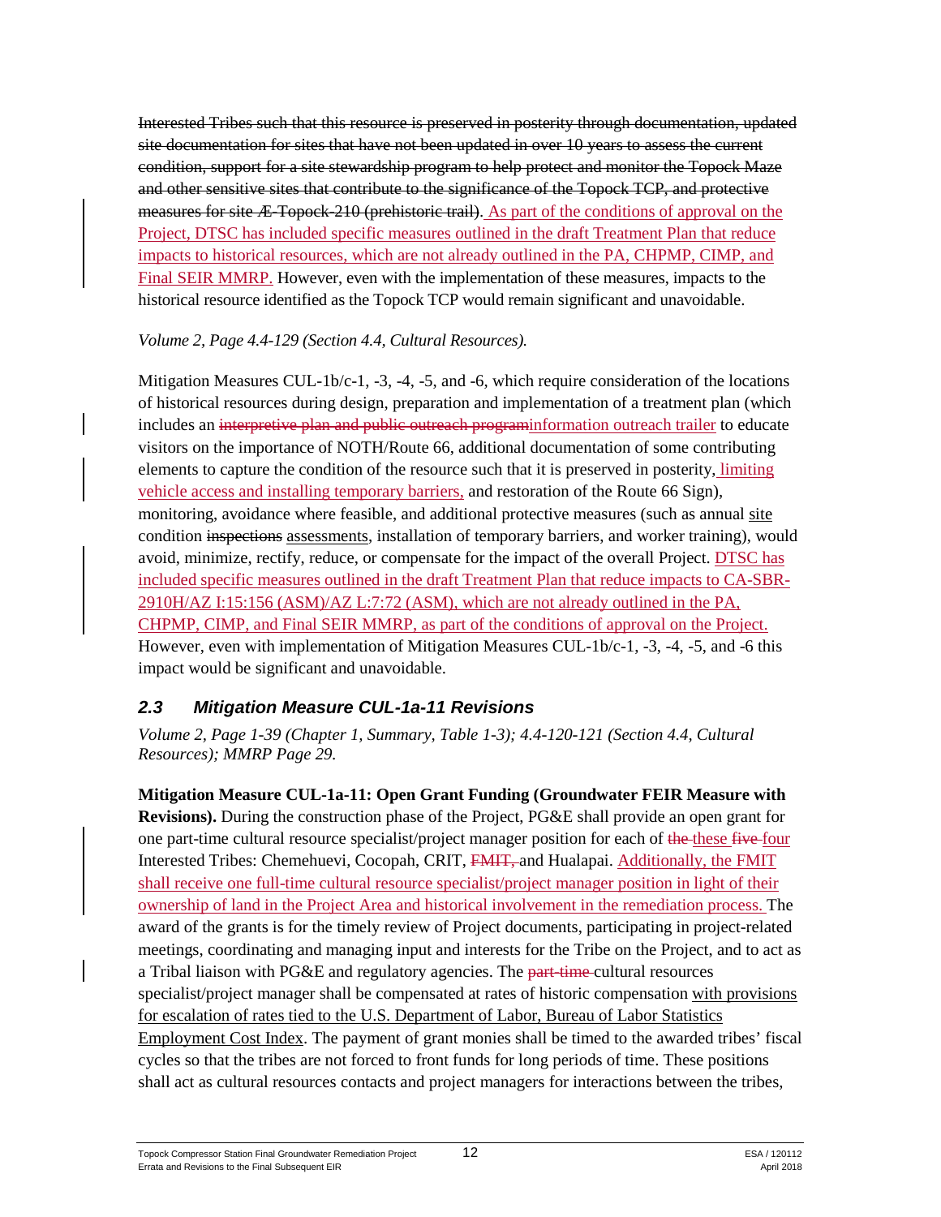~~Interested Tribes such that this resource is preserved in posterity through documentation, updated site documentation for sites that have not been updated in over 10 years to assess the current condition, support for a site stewardship program to help protect and monitor the Topock Maze and other sensitive sites that contribute to the significance of the Topock TCP, and protective measures for site Æ-Topock-210 (prehistoric trail).~~ As part of the conditions of approval on the Project, DTSC has included specific measures outlined in the draft Treatment Plan that reduce impacts to historical resources, which are not already outlined in the PA, CHPMP, CIMP, and Final SEIR MMRP. However, even with the implementation of these measures, impacts to the historical resource identified as the Topock TCP would remain significant and unavoidable.

*Volume 2, Page 4.4-129 (Section 4.4, Cultural Resources).*

Mitigation Measures CUL-1b/c-1, -3, -4, -5, and -6, which require consideration of the locations of historical resources during design, preparation and implementation of a treatment plan (which includes an ~~interpretive plan and public outreach program~~information outreach trailer to educate visitors on the importance of NOTH/Route 66, additional documentation of some contributing elements to capture the condition of the resource such that it is preserved in posterity, limiting vehicle access and installing temporary barriers, and restoration of the Route 66 Sign), monitoring, avoidance where feasible, and additional protective measures (such as annual site condition ~~inspections~~ assessments, installation of temporary barriers, and worker training), would avoid, minimize, rectify, reduce, or compensate for the impact of the overall Project. DTSC has included specific measures outlined in the draft Treatment Plan that reduce impacts to CA-SBR-2910H/AZ I:15:156 (ASM)/AZ L:7:72 (ASM), which are not already outlined in the PA, CHPMP, CIMP, and Final SEIR MMRP, as part of the conditions of approval on the Project. However, even with implementation of Mitigation Measures CUL-1b/c-1, -3, -4, -5, and -6 this impact would be significant and unavoidable.

## 2.3 Mitigation Measure CUL-1a-11 Revisions

*Volume 2, Page 1-39 (Chapter 1, Summary, Table 1-3); 4.4-120-121 (Section 4.4, Cultural Resources); MMRP Page 29.*

**Mitigation Measure CUL-1a-11: Open Grant Funding (Groundwater FEIR Measure with Revisions).** During the construction phase of the Project, PG&E shall provide an open grant for one part-time cultural resource specialist/project manager position for each of ~~the~~ these ~~five~~ four Interested Tribes: Chemehuevi, Cocopah, CRIT, ~~FMIT,~~ and Hualapai. Additionally, the FMIT shall receive one full-time cultural resource specialist/project manager position in light of their ownership of land in the Project Area and historical involvement in the remediation process. The award of the grants is for the timely review of Project documents, participating in project-related meetings, coordinating and managing input and interests for the Tribe on the Project, and to act as a Tribal liaison with PG&E and regulatory agencies. The ~~part-time~~ cultural resources specialist/project manager shall be compensated at rates of historic compensation with provisions for escalation of rates tied to the U.S. Department of Labor, Bureau of Labor Statistics Employment Cost Index. The payment of grant monies shall be timed to the awarded tribes' fiscal cycles so that the tribes are not forced to front funds for long periods of time. These positions shall act as cultural resources contacts and project managers for interactions between the tribes,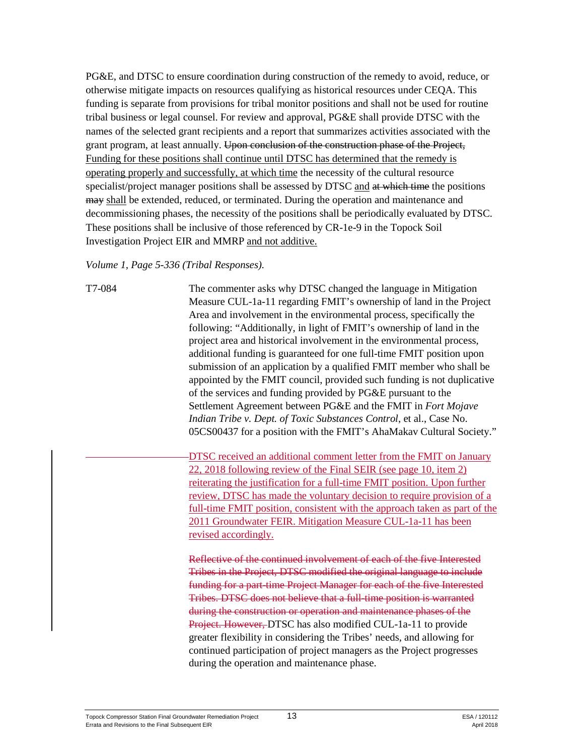PG&E, and DTSC to ensure coordination during construction of the remedy to avoid, reduce, or otherwise mitigate impacts on resources qualifying as historical resources under CEQA. This funding is separate from provisions for tribal monitor positions and shall not be used for routine tribal business or legal counsel. For review and approval, PG&E shall provide DTSC with the names of the selected grant recipients and a report that summarizes activities associated with the grant program, at least annually. ~~Upon conclusion of the construction phase of the Project,~~ <u>Funding for these positions shall continue until DTSC has determined that the remedy is operating properly and successfully, at which time</u> the necessity of the cultural resource specialist/project manager positions shall be assessed by DTSC <u>and</u> ~~at which time~~ the positions ~~may~~ <u>shall</u> be extended, reduced, or terminated. During the operation and maintenance and decommissioning phases, the necessity of the positions shall be periodically evaluated by DTSC. These positions shall be inclusive of those referenced by CR-1e-9 in the Topock Soil Investigation Project EIR and MMRP <u>and not additive.</u>

*Volume 1, Page 5-336 (Tribal Responses).*

T7-084 The commenter asks why DTSC changed the language in Mitigation Measure CUL-1a-11 regarding FMIT's ownership of land in the Project Area and involvement in the environmental process, specifically the following: "Additionally, in light of FMIT's ownership of land in the project area and historical involvement in the environmental process, additional funding is guaranteed for one full-time FMIT position upon submission of an application by a qualified FMIT member who shall be appointed by the FMIT council, provided such funding is not duplicative of the services and funding provided by PG&E pursuant to the Settlement Agreement between PG&E and the FMIT in *Fort Mojave Indian Tribe v. Dept. of Toxic Substances Control*, et al., Case No. 05CS00437 for a position with the FMIT's AhaMakav Cultural Society."

<u>DTSC received an additional comment letter from the FMIT on January 22, 2018 following review of the Final SEIR (see page 10, item 2) reiterating the justification for a full-time FMIT position. Upon further review, DTSC has made the voluntary decision to require provision of a full-time FMIT position, consistent with the approach taken as part of the 2011 Groundwater FEIR. Mitigation Measure CUL-1a-11 has been revised accordingly.</u>

~~Reflective of the continued involvement of each of the five Interested Tribes in the Project, DTSC modified the original language to include funding for a part-time Project Manager for each of the five Interested Tribes. DTSC does not believe that a full-time position is warranted during the construction or operation and maintenance phases of the Project. However,~~ DTSC has also modified CUL-1a-11 to provide greater flexibility in considering the Tribes' needs, and allowing for continued participation of project managers as the Project progresses during the operation and maintenance phase.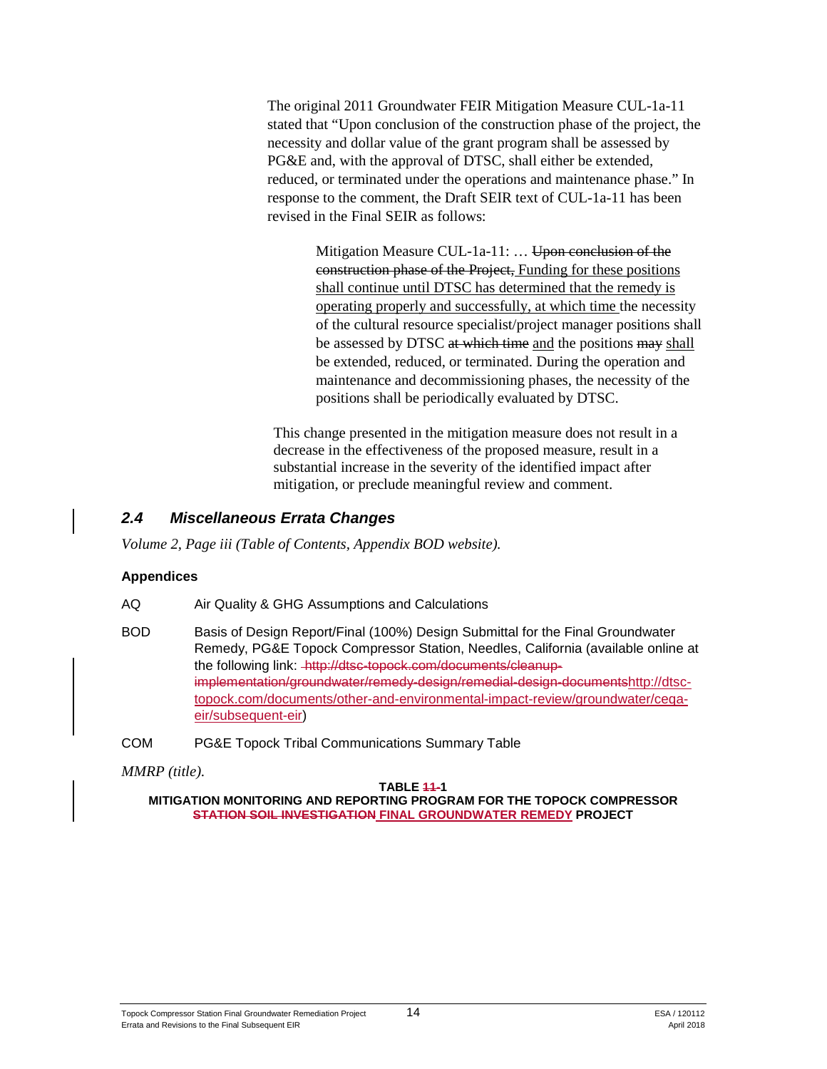The original 2011 Groundwater FEIR Mitigation Measure CUL-1a-11 stated that "Upon conclusion of the construction phase of the project, the necessity and dollar value of the grant program shall be assessed by PG&E and, with the approval of DTSC, shall either be extended, reduced, or terminated under the operations and maintenance phase." In response to the comment, the Draft SEIR text of CUL-1a-11 has been revised in the Final SEIR as follows:

> Mitigation Measure CUL-1a-11: … ~~Upon conclusion of the construction phase of the Project,~~ <u>Funding for these positions shall continue until DTSC has determined that the remedy is operating properly and successfully, at which time</u> the necessity of the cultural resource specialist/project manager positions shall be assessed by DTSC ~~at which time~~ <u>and</u> the positions ~~may~~ <u>shall</u> be extended, reduced, or terminated. During the operation and maintenance and decommissioning phases, the necessity of the positions shall be periodically evaluated by DTSC.

This change presented in the mitigation measure does not result in a decrease in the effectiveness of the proposed measure, result in a substantial increase in the severity of the identified impact after mitigation, or preclude meaningful review and comment.

## 2.4 Miscellaneous Errata Changes

*Volume 2, Page iii (Table of Contents, Appendix BOD website).*

**Appendices**

AQ Air Quality & GHG Assumptions and Calculations

BOD Basis of Design Report/Final (100%) Design Submittal for the Final Groundwater Remedy, PG&E Topock Compressor Station, Needles, California (available online at the following link: ~~http://dtsc-topock.com/documents/cleanup-implementation/groundwater/remedy-design/remedial-design-documents~~<u>http://dtsc-topock.com/documents/other-and-environmental-impact-review/groundwater/ceqa-eir/subsequent-eir</u>)

COM PG&E Topock Tribal Communications Summary Table

*MMRP (title).*

**TABLE ~~11~~-1**
**MITIGATION MONITORING AND REPORTING PROGRAM FOR THE TOPOCK COMPRESSOR ~~STATION SOIL INVESTIGATION~~ <u>FINAL GROUNDWATER REMEDY</u> PROJECT**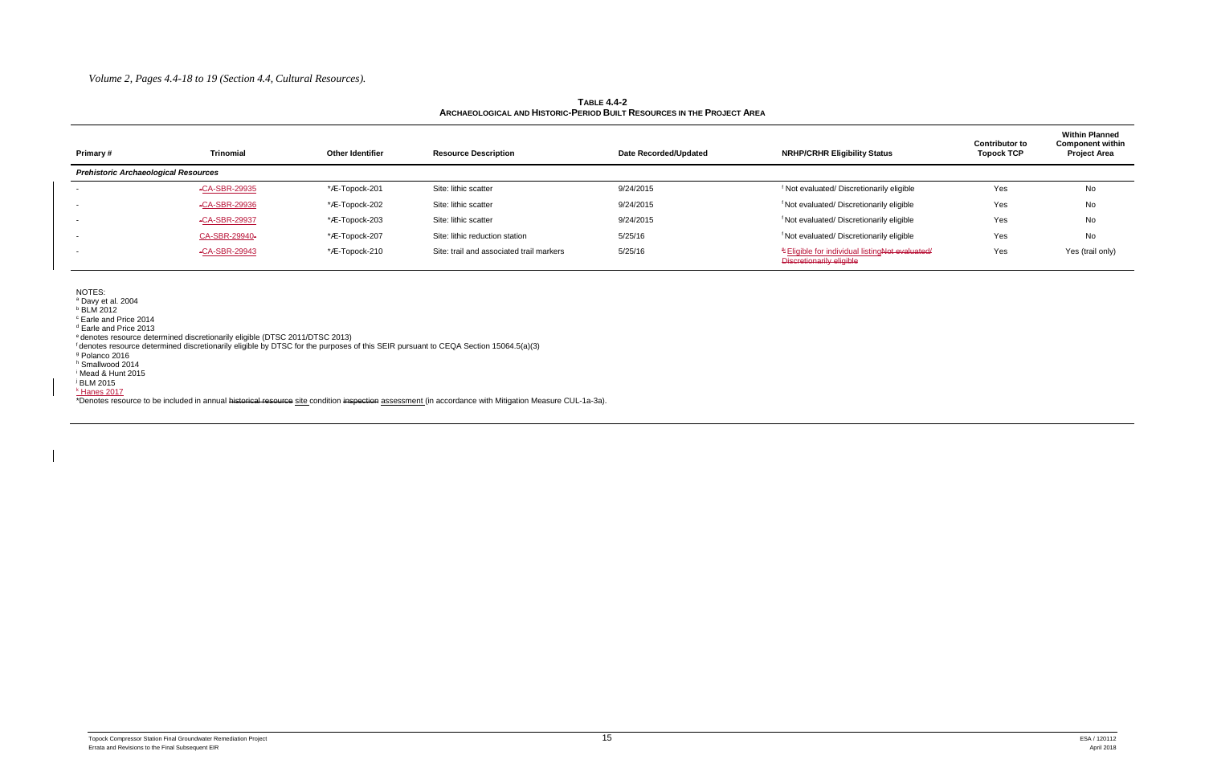*Volume 2, Pages 4.4-18 to 19 (Section 4.4, Cultural Resources).*

**TABLE 4.4-2**
**ARCHAEOLOGICAL AND HISTORIC-PERIOD BUILT RESOURCES IN THE PROJECT AREA**

| Primary # | Trinomial | Other Identifier | Resource Description | Date Recorded/Updated | NRHP/CRHR Eligibility Status | Contributor to Topock TCP | Within Planned Component within Project Area |
|---|---|---|---|---|---|---|---|
| ***Prehistoric Archaeological Resources*** | | | | | | | |
| - | -CA-SBR-29935 | *Æ-Topock-201 | Site: lithic scatter | 9/24/2015 | [f] Not evaluated/ Discretionarily eligible | Yes | No |
| - | -CA-SBR-29936 | *Æ-Topock-202 | Site: lithic scatter | 9/24/2015 | [f] Not evaluated/ Discretionarily eligible | Yes | No |
| - | -CA-SBR-29937 | *Æ-Topock-203 | Site: lithic scatter | 9/24/2015 | [f] Not evaluated/ Discretionarily eligible | Yes | No |
| - | CA-SBR-29940- | *Æ-Topock-207 | Site: lithic reduction station | 5/25/16 | [f] Not evaluated/ Discretionarily eligible | Yes | No |
| - | -CA-SBR-29943 | *Æ-Topock-210 | Site: trail and associated trail markers | 5/25/16 | [k] Eligible for individual listing~~Not evaluated/ Discretionarily eligible~~ | Yes | Yes (trail only) |

NOTES:
[a] Davy et al. 2004
[b] BLM 2012
[c] Earle and Price 2014
[d] Earle and Price 2013
[e] denotes resource determined discretionarily eligible (DTSC 2011/DTSC 2013)
[f] denotes resource determined discretionarily eligible by DTSC for the purposes of this SEIR pursuant to CEQA Section 15064.5(a)(3)
[g] Polanco 2016
[h] Smallwood 2014
[i] Mead & Hunt 2015
[j] BLM 2015
[k] Hanes 2017
*Denotes resource to be included in annual ~~historical resource~~ site condition ~~inspection~~ assessment (in accordance with Mitigation Measure CUL-1a-3a).

Topock Compressor Station Final Groundwater Remediation Project
Errata and Revisions to the Final Subsequent EIR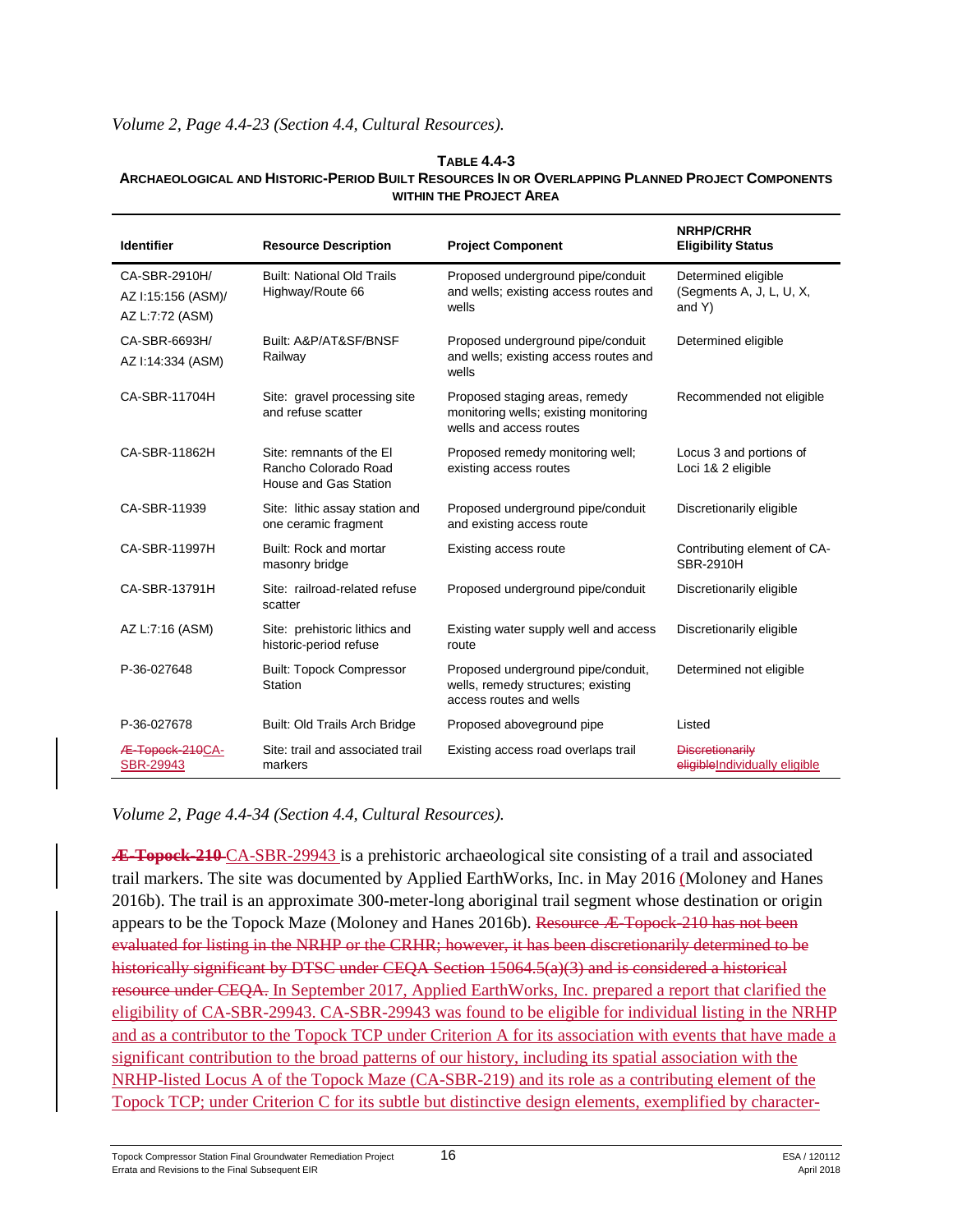*Volume 2, Page 4.4-23 (Section 4.4, Cultural Resources).*

**TABLE 4.4-3**
**ARCHAEOLOGICAL AND HISTORIC-PERIOD BUILT RESOURCES IN OR OVERLAPPING PLANNED PROJECT COMPONENTS WITHIN THE PROJECT AREA**

| Identifier | Resource Description | Project Component | NRHP/CRHR Eligibility Status |
|---|---|---|---|
| CA-SBR-2910H/ AZ I:15:156 (ASM)/ AZ L:7:72 (ASM) | Built: National Old Trails Highway/Route 66 | Proposed underground pipe/conduit and wells; existing access routes and wells | Determined eligible (Segments A, J, L, U, X, and Y) |
| CA-SBR-6693H/ AZ I:14:334 (ASM) | Built: A&P/AT&SF/BNSF Railway | Proposed underground pipe/conduit and wells; existing access routes and wells | Determined eligible |
| CA-SBR-11704H | Site: gravel processing site and refuse scatter | Proposed staging areas, remedy monitoring wells; existing monitoring wells and access routes | Recommended not eligible |
| CA-SBR-11862H | Site: remnants of the El Rancho Colorado Road House and Gas Station | Proposed remedy monitoring well; existing access routes | Locus 3 and portions of Loci 1& 2 eligible |
| CA-SBR-11939 | Site: lithic assay station and one ceramic fragment | Proposed underground pipe/conduit and existing access route | Discretionarily eligible |
| CA-SBR-11997H | Built: Rock and mortar masonry bridge | Existing access route | Contributing element of CA-SBR-2910H |
| CA-SBR-13791H | Site: railroad-related refuse scatter | Proposed underground pipe/conduit | Discretionarily eligible |
| AZ L:7:16 (ASM) | Site: prehistoric lithics and historic-period refuse | Existing water supply well and access route | Discretionarily eligible |
| P-36-027648 | Built: Topock Compressor Station | Proposed underground pipe/conduit, wells, remedy structures; existing access routes and wells | Determined not eligible |
| P-36-027678 | Built: Old Trails Arch Bridge | Proposed aboveground pipe | Listed |
| ~~Æ-Topock-210~~CA-SBR-29943 | Site: trail and associated trail markers | Existing access road overlaps trail | ~~Discretionarily eligible~~Individually eligible |

*Volume 2, Page 4.4-34 (Section 4.4, Cultural Resources).*

~~**Æ-Topock-210**~~ CA-SBR-29943 is a prehistoric archaeological site consisting of a trail and associated trail markers. The site was documented by Applied EarthWorks, Inc. in May 2016 (Moloney and Hanes 2016b). The trail is an approximate 300-meter-long aboriginal trail segment whose destination or origin appears to be the Topock Maze (Moloney and Hanes 2016b). ~~Resource Æ-Topock-210 has not been evaluated for listing in the NRHP or the CRHR; however, it has been discretionarily determined to be historically significant by DTSC under CEQA Section 15064.5(a)(3) and is considered a historical resource under CEQA.~~ In September 2017, Applied EarthWorks, Inc. prepared a report that clarified the eligibility of CA-SBR-29943. CA-SBR-29943 was found to be eligible for individual listing in the NRHP and as a contributor to the Topock TCP under Criterion A for its association with events that have made a significant contribution to the broad patterns of our history, including its spatial association with the NRHP-listed Locus A of the Topock Maze (CA-SBR-219) and its role as a contributing element of the Topock TCP; under Criterion C for its subtle but distinctive design elements, exemplified by character-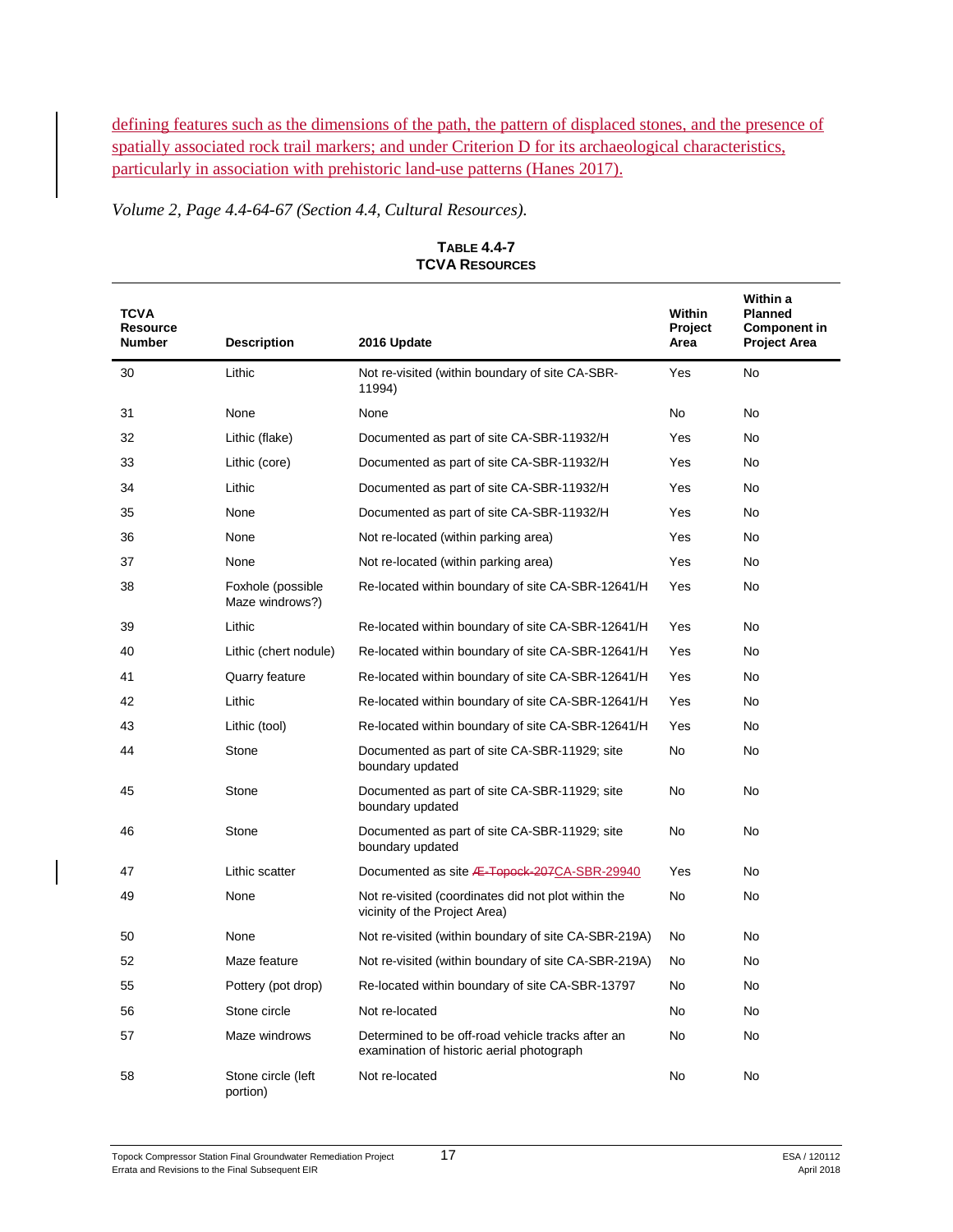defining features such as the dimensions of the path, the pattern of displaced stones, and the presence of spatially associated rock trail markers; and under Criterion D for its archaeological characteristics, particularly in association with prehistoric land-use patterns (Hanes 2017).

*Volume 2, Page 4.4-64-67 (Section 4.4, Cultural Resources).*

**TABLE 4.4-7**
**TCVA RESOURCES**

| TCVA Resource Number | Description | 2016 Update | Within Project Area | Within a Planned Component in Project Area |
|---|---|---|---|---|
| 30 | Lithic | Not re-visited (within boundary of site CA-SBR-11994) | Yes | No |
| 31 | None | None | No | No |
| 32 | Lithic (flake) | Documented as part of site CA-SBR-11932/H | Yes | No |
| 33 | Lithic (core) | Documented as part of site CA-SBR-11932/H | Yes | No |
| 34 | Lithic | Documented as part of site CA-SBR-11932/H | Yes | No |
| 35 | None | Documented as part of site CA-SBR-11932/H | Yes | No |
| 36 | None | Not re-located (within parking area) | Yes | No |
| 37 | None | Not re-located (within parking area) | Yes | No |
| 38 | Foxhole (possible Maze windows?) | Re-located within boundary of site CA-SBR-12641/H | Yes | No |
| 39 | Lithic | Re-located within boundary of site CA-SBR-12641/H | Yes | No |
| 40 | Lithic (chert nodule) | Re-located within boundary of site CA-SBR-12641/H | Yes | No |
| 41 | Quarry feature | Re-located within boundary of site CA-SBR-12641/H | Yes | No |
| 42 | Lithic | Re-located within boundary of site CA-SBR-12641/H | Yes | No |
| 43 | Lithic (tool) | Re-located within boundary of site CA-SBR-12641/H | Yes | No |
| 44 | Stone | Documented as part of site CA-SBR-11929; site boundary updated | No | No |
| 45 | Stone | Documented as part of site CA-SBR-11929; site boundary updated | No | No |
| 46 | Stone | Documented as part of site CA-SBR-11929; site boundary updated | No | No |
| 47 | Lithic scatter | Documented as site ~~Æ-Topock-207~~CA-SBR-29940 | Yes | No |
| 49 | None | Not re-visited (coordinates did not plot within the vicinity of the Project Area) | No | No |
| 50 | None | Not re-visited (within boundary of site CA-SBR-219A) | No | No |
| 52 | Maze feature | Not re-visited (within boundary of site CA-SBR-219A) | No | No |
| 55 | Pottery (pot drop) | Re-located within boundary of site CA-SBR-13797 | No | No |
| 56 | Stone circle | Not re-located | No | No |
| 57 | Maze windrows | Determined to be off-road vehicle tracks after an examination of historic aerial photograph | No | No |
| 58 | Stone circle (left portion) | Not re-located | No | No |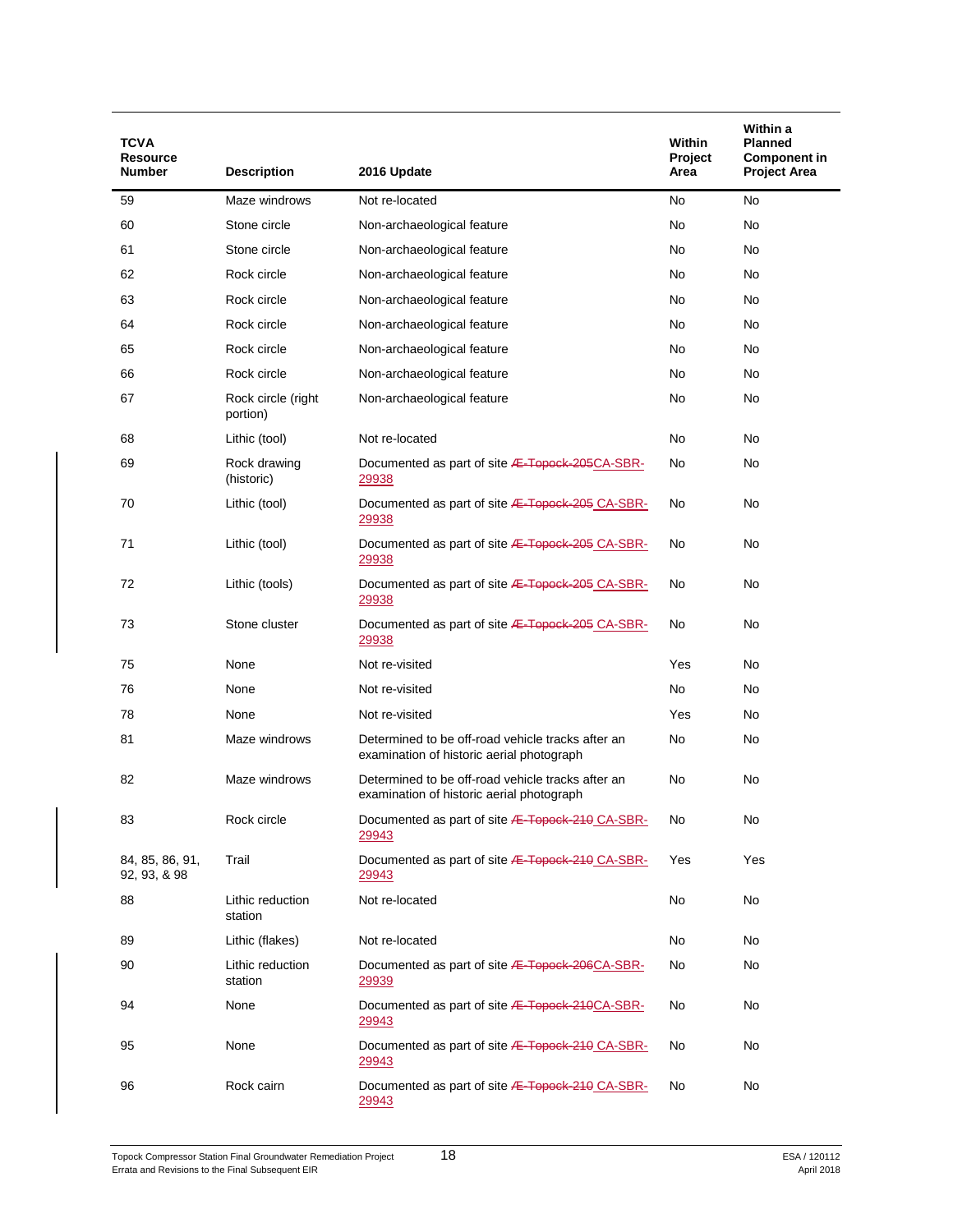| TCVA Resource Number | Description | 2016 Update | Within Project Area | Within a Planned Component in Project Area |
|---|---|---|---|---|
| 59 | Maze windrows | Not re-located | No | No |
| 60 | Stone circle | Non-archaeological feature | No | No |
| 61 | Stone circle | Non-archaeological feature | No | No |
| 62 | Rock circle | Non-archaeological feature | No | No |
| 63 | Rock circle | Non-archaeological feature | No | No |
| 64 | Rock circle | Non-archaeological feature | No | No |
| 65 | Rock circle | Non-archaeological feature | No | No |
| 66 | Rock circle | Non-archaeological feature | No | No |
| 67 | Rock circle (right portion) | Non-archaeological feature | No | No |
| 68 | Lithic (tool) | Not re-located | No | No |
| 69 | Rock drawing (historic) | Documented as part of site ~~Æ-Topock-205~~CA-SBR-29938 | No | No |
| 70 | Lithic (tool) | Documented as part of site ~~Æ-Topock-205~~ CA-SBR-29938 | No | No |
| 71 | Lithic (tool) | Documented as part of site ~~Æ-Topock-205~~ CA-SBR-29938 | No | No |
| 72 | Lithic (tools) | Documented as part of site ~~Æ-Topock-205~~ CA-SBR-29938 | No | No |
| 73 | Stone cluster | Documented as part of site ~~Æ-Topock-205~~ CA-SBR-29938 | No | No |
| 75 | None | Not re-visited | Yes | No |
| 76 | None | Not re-visited | No | No |
| 78 | None | Not re-visited | Yes | No |
| 81 | Maze windrows | Determined to be off-road vehicle tracks after an examination of historic aerial photograph | No | No |
| 82 | Maze windrows | Determined to be off-road vehicle tracks after an examination of historic aerial photograph | No | No |
| 83 | Rock circle | Documented as part of site ~~Æ-Topock-210~~ CA-SBR-29943 | No | No |
| 84, 85, 86, 91, 92, 93, & 98 | Trail | Documented as part of site ~~Æ-Topock-210~~ CA-SBR-29943 | Yes | Yes |
| 88 | Lithic reduction station | Not re-located | No | No |
| 89 | Lithic (flakes) | Not re-located | No | No |
| 90 | Lithic reduction station | Documented as part of site ~~Æ-Topock-206~~CA-SBR-29939 | No | No |
| 94 | None | Documented as part of site ~~Æ-Topock-210~~CA-SBR-29943 | No | No |
| 95 | None | Documented as part of site ~~Æ-Topock-210~~ CA-SBR-29943 | No | No |
| 96 | Rock cairn | Documented as part of site ~~Æ-Topock-210~~ CA-SBR-29943 | No | No |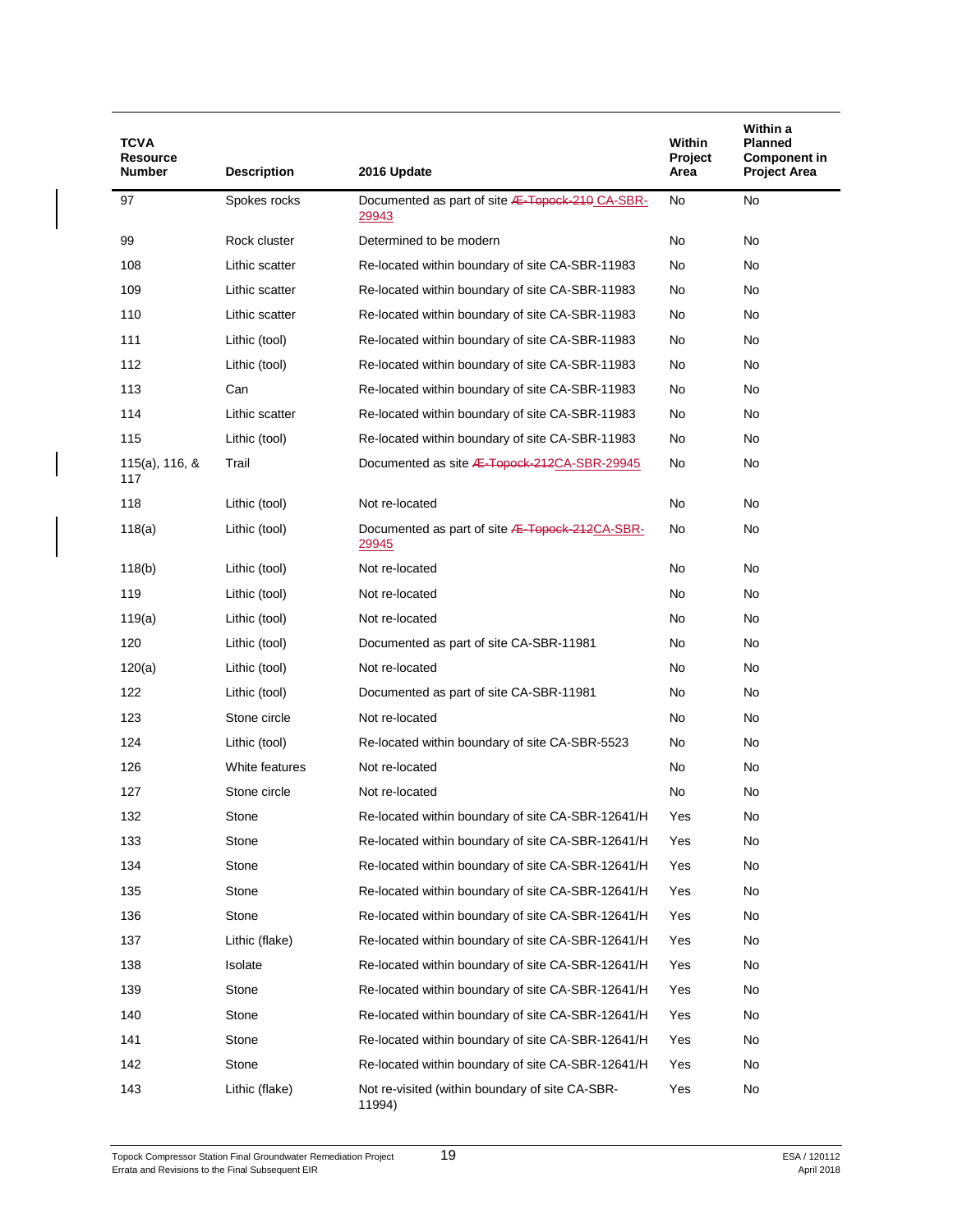| TCVA Resource Number | Description | 2016 Update | Within Project Area | Within a Planned Component in Project Area |
|---|---|---|---|---|
| 97 | Spokes rocks | Documented as part of site ~~Æ-Topock-210~~ CA-SBR-29943 | No | No |
| 99 | Rock cluster | Determined to be modern | No | No |
| 108 | Lithic scatter | Re-located within boundary of site CA-SBR-11983 | No | No |
| 109 | Lithic scatter | Re-located within boundary of site CA-SBR-11983 | No | No |
| 110 | Lithic scatter | Re-located within boundary of site CA-SBR-11983 | No | No |
| 111 | Lithic (tool) | Re-located within boundary of site CA-SBR-11983 | No | No |
| 112 | Lithic (tool) | Re-located within boundary of site CA-SBR-11983 | No | No |
| 113 | Can | Re-located within boundary of site CA-SBR-11983 | No | No |
| 114 | Lithic scatter | Re-located within boundary of site CA-SBR-11983 | No | No |
| 115 | Lithic (tool) | Re-located within boundary of site CA-SBR-11983 | No | No |
| 115(a), 116, & 117 | Trail | Documented as site ~~Æ-Topock-212~~CA-SBR-29945 | No | No |
| 118 | Lithic (tool) | Not re-located | No | No |
| 118(a) | Lithic (tool) | Documented as part of site ~~Æ-Topock-212~~CA-SBR-29945 | No | No |
| 118(b) | Lithic (tool) | Not re-located | No | No |
| 119 | Lithic (tool) | Not re-located | No | No |
| 119(a) | Lithic (tool) | Not re-located | No | No |
| 120 | Lithic (tool) | Documented as part of site CA-SBR-11981 | No | No |
| 120(a) | Lithic (tool) | Not re-located | No | No |
| 122 | Lithic (tool) | Documented as part of site CA-SBR-11981 | No | No |
| 123 | Stone circle | Not re-located | No | No |
| 124 | Lithic (tool) | Re-located within boundary of site CA-SBR-5523 | No | No |
| 126 | White features | Not re-located | No | No |
| 127 | Stone circle | Not re-located | No | No |
| 132 | Stone | Re-located within boundary of site CA-SBR-12641/H | Yes | No |
| 133 | Stone | Re-located within boundary of site CA-SBR-12641/H | Yes | No |
| 134 | Stone | Re-located within boundary of site CA-SBR-12641/H | Yes | No |
| 135 | Stone | Re-located within boundary of site CA-SBR-12641/H | Yes | No |
| 136 | Stone | Re-located within boundary of site CA-SBR-12641/H | Yes | No |
| 137 | Lithic (flake) | Re-located within boundary of site CA-SBR-12641/H | Yes | No |
| 138 | Isolate | Re-located within boundary of site CA-SBR-12641/H | Yes | No |
| 139 | Stone | Re-located within boundary of site CA-SBR-12641/H | Yes | No |
| 140 | Stone | Re-located within boundary of site CA-SBR-12641/H | Yes | No |
| 141 | Stone | Re-located within boundary of site CA-SBR-12641/H | Yes | No |
| 142 | Stone | Re-located within boundary of site CA-SBR-12641/H | Yes | No |
| 143 | Lithic (flake) | Not re-visited (within boundary of site CA-SBR-11994) | Yes | No |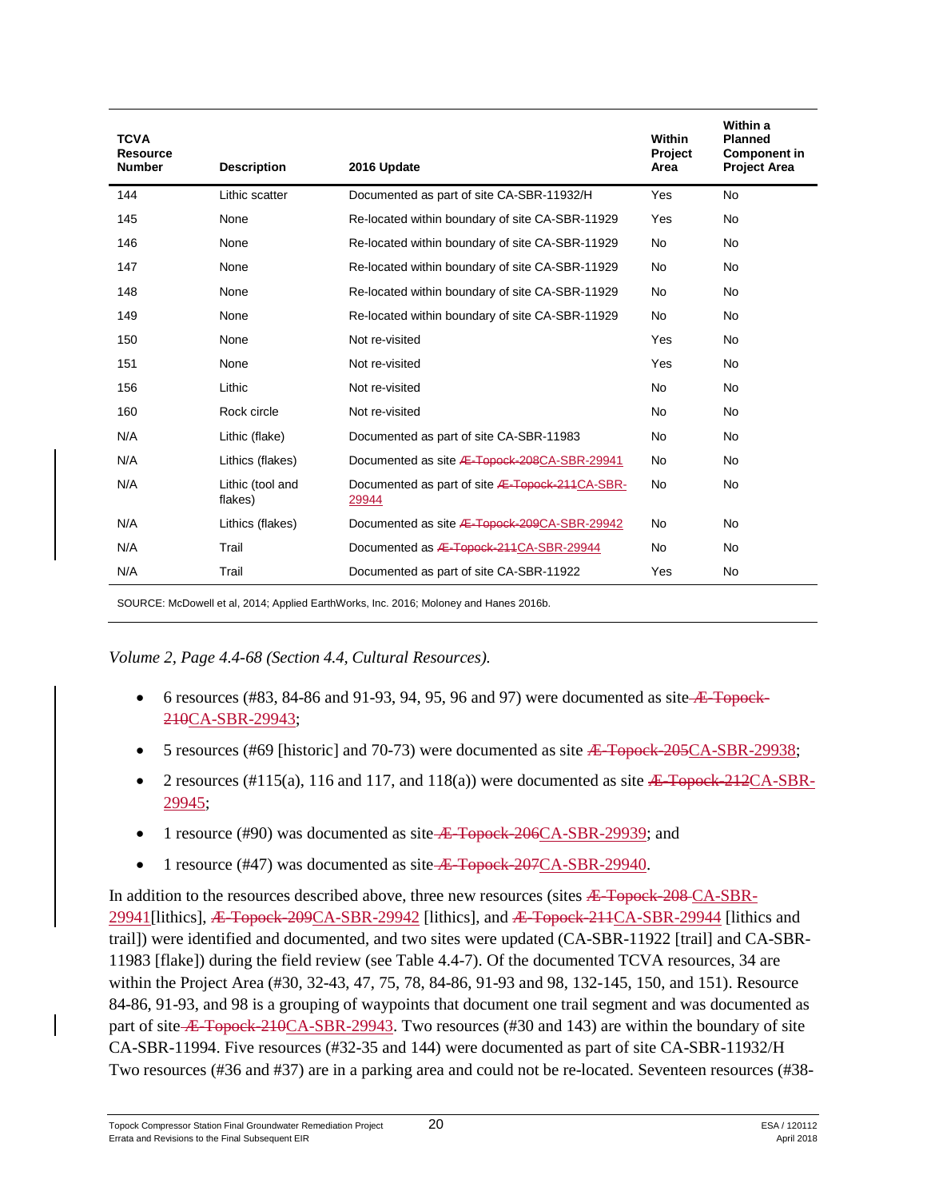| TCVA Resource Number | Description | 2016 Update | Within Project Area | Within a Planned Component in Project Area |
|---|---|---|---|---|
| 144 | Lithic scatter | Documented as part of site CA-SBR-11932/H | Yes | No |
| 145 | None | Re-located within boundary of site CA-SBR-11929 | Yes | No |
| 146 | None | Re-located within boundary of site CA-SBR-11929 | No | No |
| 147 | None | Re-located within boundary of site CA-SBR-11929 | No | No |
| 148 | None | Re-located within boundary of site CA-SBR-11929 | No | No |
| 149 | None | Re-located within boundary of site CA-SBR-11929 | No | No |
| 150 | None | Not re-visited | Yes | No |
| 151 | None | Not re-visited | Yes | No |
| 156 | Lithic | Not re-visited | No | No |
| 160 | Rock circle | Not re-visited | No | No |
| N/A | Lithic (flake) | Documented as part of site CA-SBR-11983 | No | No |
| N/A | Lithics (flakes) | Documented as site ~~Æ-Topock-208~~CA-SBR-29941 | No | No |
| N/A | Lithic (tool and flakes) | Documented as part of site ~~Æ-Topock-211~~CA-SBR-29944 | No | No |
| N/A | Lithics (flakes) | Documented as site ~~Æ-Topock-209~~CA-SBR-29942 | No | No |
| N/A | Trail | Documented as ~~Æ-Topock-211~~CA-SBR-29944 | No | No |
| N/A | Trail | Documented as part of site CA-SBR-11922 | Yes | No |

SOURCE: McDowell et al, 2014; Applied EarthWorks, Inc. 2016; Moloney and Hanes 2016b.

*Volume 2, Page 4.4-68 (Section 4.4, Cultural Resources).*

- 6 resources (#83, 84-86 and 91-93, 94, 95, 96 and 97) were documented as site ~~Æ-Topock-210~~CA-SBR-29943;
- 5 resources (#69 [historic] and 70-73) were documented as site ~~Æ-Topock-205~~CA-SBR-29938;
- 2 resources (#115(a), 116 and 117, and 118(a)) were documented as site ~~Æ-Topock-212~~CA-SBR-29945;
- 1 resource (#90) was documented as site ~~Æ-Topock-206~~CA-SBR-29939; and
- 1 resource (#47) was documented as site ~~Æ-Topock-207~~CA-SBR-29940.

In addition to the resources described above, three new resources (sites ~~Æ-Topock-208~~ CA-SBR-29941[lithics], ~~Æ-Topock-209~~CA-SBR-29942 [lithics], and ~~Æ-Topock-211~~CA-SBR-29944 [lithics and trail]) were identified and documented, and two sites were updated (CA-SBR-11922 [trail] and CA-SBR-11983 [flake]) during the field review (see Table 4.4-7). Of the documented TCVA resources, 34 are within the Project Area (#30, 32-43, 47, 75, 78, 84-86, 91-93 and 98, 132-145, 150, and 151). Resource 84-86, 91-93, and 98 is a grouping of waypoints that document one trail segment and was documented as part of site ~~Æ-Topock-210~~CA-SBR-29943. Two resources (#30 and 143) are within the boundary of site CA-SBR-11994. Five resources (#32-35 and 144) were documented as part of site CA-SBR-11932/H Two resources (#36 and #37) are in a parking area and could not be re-located. Seventeen resources (#38-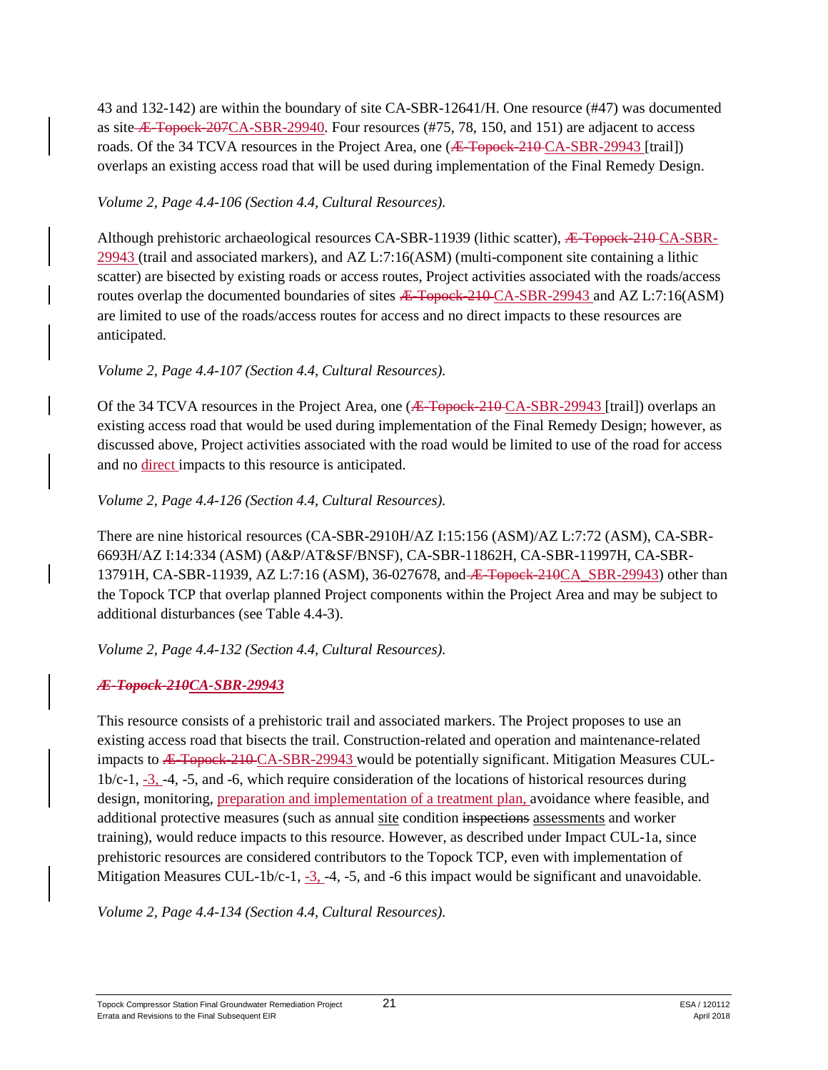43 and 132-142) are within the boundary of site CA-SBR-12641/H. One resource (#47) was documented as site ~~Æ-Topock-207~~CA-SBR-29940. Four resources (#75, 78, 150, and 151) are adjacent to access roads. Of the 34 TCVA resources in the Project Area, one (~~Æ-Topock-210~~ CA-SBR-29943 [trail]) overlaps an existing access road that will be used during implementation of the Final Remedy Design.

*Volume 2, Page 4.4-106 (Section 4.4, Cultural Resources).*

Although prehistoric archaeological resources CA-SBR-11939 (lithic scatter), ~~Æ-Topock-210~~ CA-SBR-29943 (trail and associated markers), and AZ L:7:16(ASM) (multi-component site containing a lithic scatter) are bisected by existing roads or access routes, Project activities associated with the roads/access routes overlap the documented boundaries of sites ~~Æ-Topock-210~~ CA-SBR-29943 and AZ L:7:16(ASM) are limited to use of the roads/access routes for access and no direct impacts to these resources are anticipated.

*Volume 2, Page 4.4-107 (Section 4.4, Cultural Resources).*

Of the 34 TCVA resources in the Project Area, one (~~Æ-Topock-210~~ CA-SBR-29943 [trail]) overlaps an existing access road that would be used during implementation of the Final Remedy Design; however, as discussed above, Project activities associated with the road would be limited to use of the road for access and no direct impacts to this resource is anticipated.

*Volume 2, Page 4.4-126 (Section 4.4, Cultural Resources).*

There are nine historical resources (CA-SBR-2910H/AZ I:15:156 (ASM)/AZ L:7:72 (ASM), CA-SBR-6693H/AZ I:14:334 (ASM) (A&P/AT&SF/BNSF), CA-SBR-11862H, CA-SBR-11997H, CA-SBR-13791H, CA-SBR-11939, AZ L:7:16 (ASM), 36-027678, and ~~Æ-Topock-210~~CA_SBR-29943) other than the Topock TCP that overlap planned Project components within the Project Area and may be subject to additional disturbances (see Table 4.4-3).

*Volume 2, Page 4.4-132 (Section 4.4, Cultural Resources).*

***~~Æ-Topock-210~~CA-SBR-29943***

This resource consists of a prehistoric trail and associated markers. The Project proposes to use an existing access road that bisects the trail. Construction-related and operation and maintenance-related impacts to ~~Æ-Topock-210~~ CA-SBR-29943 would be potentially significant. Mitigation Measures CUL-1b/c-1, -3, -4, -5, and -6, which require consideration of the locations of historical resources during design, monitoring, preparation and implementation of a treatment plan, avoidance where feasible, and additional protective measures (such as annual site condition ~~inspections~~ assessments and worker training), would reduce impacts to this resource. However, as described under Impact CUL-1a, since prehistoric resources are considered contributors to the Topock TCP, even with implementation of Mitigation Measures CUL-1b/c-1, -3, -4, -5, and -6 this impact would be significant and unavoidable.

*Volume 2, Page 4.4-134 (Section 4.4, Cultural Resources).*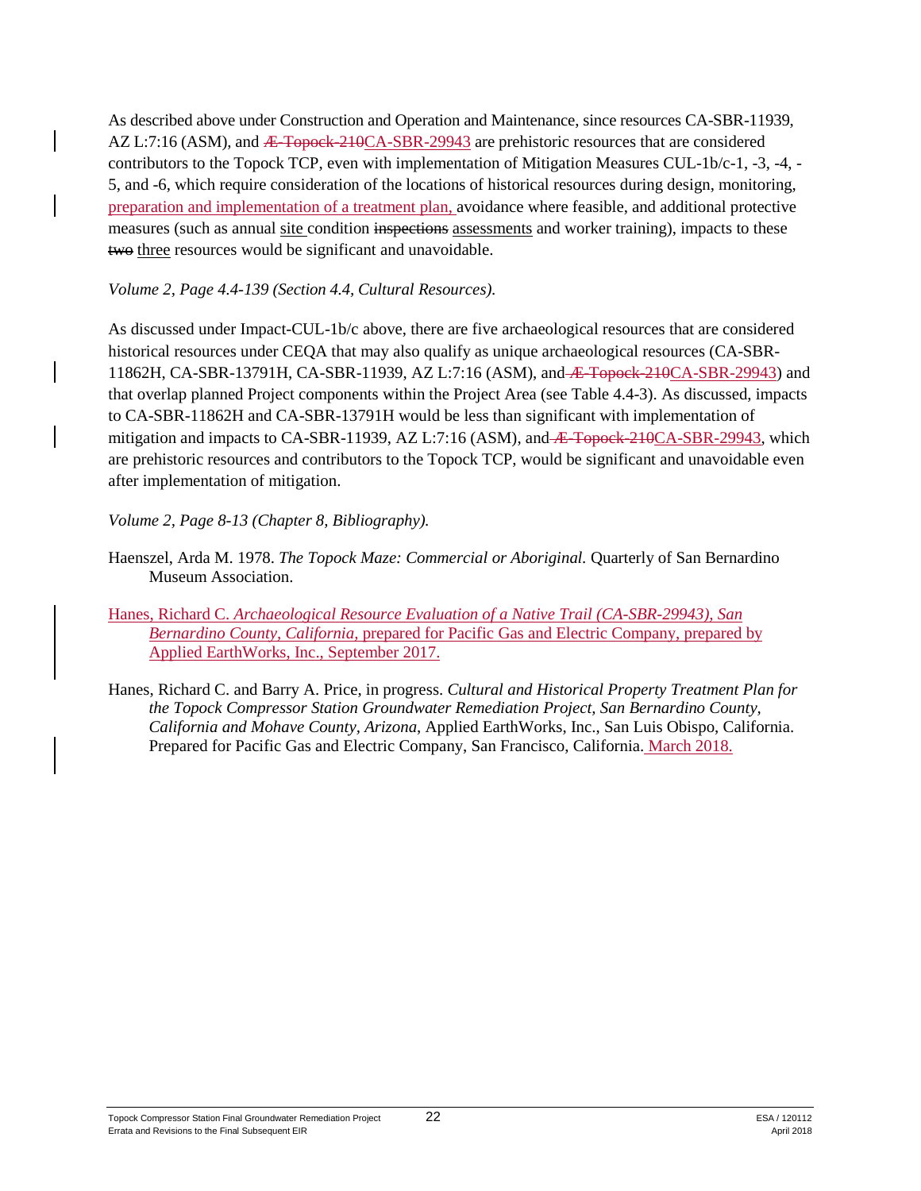As described above under Construction and Operation and Maintenance, since resources CA-SBR-11939, AZ L:7:16 (ASM), and ~~Æ-Topock-210~~CA-SBR-29943 are prehistoric resources that are considered contributors to the Topock TCP, even with implementation of Mitigation Measures CUL-1b/c-1, -3, -4, -5, and -6, which require consideration of the locations of historical resources during design, monitoring, preparation and implementation of a treatment plan, avoidance where feasible, and additional protective measures (such as annual site condition ~~inspections~~ assessments and worker training), impacts to these ~~two~~ three resources would be significant and unavoidable.

*Volume 2, Page 4.4-139 (Section 4.4, Cultural Resources).*

As discussed under Impact-CUL-1b/c above, there are five archaeological resources that are considered historical resources under CEQA that may also qualify as unique archaeological resources (CA-SBR-11862H, CA-SBR-13791H, CA-SBR-11939, AZ L:7:16 (ASM), and ~~Æ-Topock-210~~CA-SBR-29943) and that overlap planned Project components within the Project Area (see Table 4.4-3). As discussed, impacts to CA-SBR-11862H and CA-SBR-13791H would be less than significant with implementation of mitigation and impacts to CA-SBR-11939, AZ L:7:16 (ASM), and ~~Æ-Topock-210~~CA-SBR-29943, which are prehistoric resources and contributors to the Topock TCP, would be significant and unavoidable even after implementation of mitigation.

*Volume 2, Page 8-13 (Chapter 8, Bibliography).*

Haenszel, Arda M. 1978. *The Topock Maze: Commercial or Aboriginal.* Quarterly of San Bernardino Museum Association.

Hanes, Richard C. *Archaeological Resource Evaluation of a Native Trail (CA-SBR-29943), San Bernardino County, California,* prepared for Pacific Gas and Electric Company, prepared by Applied EarthWorks, Inc., September 2017.

Hanes, Richard C. and Barry A. Price, in progress. *Cultural and Historical Property Treatment Plan for the Topock Compressor Station Groundwater Remediation Project, San Bernardino County, California and Mohave County, Arizona,* Applied EarthWorks, Inc., San Luis Obispo, California. Prepared for Pacific Gas and Electric Company, San Francisco, California. March 2018.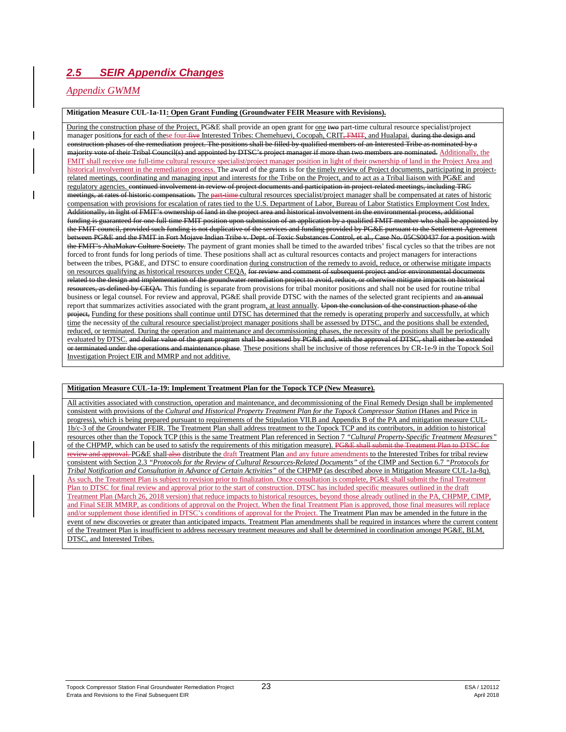## *2.5 SEIR Appendix Changes*

### *Appendix GWMM*

**Mitigation Measure CUL-1a-11: Open Grant Funding (Groundwater FEIR Measure with Revisions).**

During the construction phase of the Project, PG&E shall provide an open grant for one ~~two~~ part-time cultural resource specialist/project manager position~~s~~ for each of these four ~~five~~ Interested Tribes: Chemehuevi, Cocopah, CRIT~~, FMIT~~, and Hualapai. ~~during the design and construction phases of the remediation project. The positions shall be filled by qualified members of an Interested Tribe as nominated by a majority vote of their Tribal Council(s) and appointed by DTSC's project manager if more than two members are nominated.~~ Additionally, the FMIT shall receive one full-time cultural resource specialist/project manager position in light of their ownership of land in the Project Area and historical involvement in the remediation process. The award of the grants is for the timely review of Project documents, participating in project-related meetings, coordinating and managing input and interests for the Tribe on the Project, and to act as a Tribal liaison with PG&E and regulatory agencies. ~~continued involvement in review of project documents and participation in project-related meetings, including TRC meetings, at rates of historic compensation.~~ The ~~part-time~~ cultural resources specialist/project manager shall be compensated at rates of historic compensation with provisions for escalation of rates tied to the U.S. Department of Labor, Bureau of Labor Statistics Employment Cost Index. ~~Additionally, in light of FMIT's ownership of land in the project area and historical involvement in the environmental process, additional funding is guaranteed for one full-time FMIT position upon submission of an application by a qualified FMIT member who shall be appointed by the FMIT council, provided such funding is not duplicative of the services and funding provided by PG&E pursuant to the Settlement Agreement between PG&E and the FMIT in Fort Mojave Indian Tribe v. Dept. of Toxic Substances Control, et al., Case No. 05CS00437 for a position with the FMIT's AhaMakav Culture Society.~~ The payment of grant monies shall be timed to the awarded tribes' fiscal cycles so that the tribes are not forced to front funds for long periods of time. These positions shall act as cultural resources contacts and project managers for interactions between the tribes, PG&E, and DTSC to ensure coordination during construction of the remedy to avoid, reduce, or otherwise mitigate impacts on resources qualifying as historical resources under CEQA. ~~for review and comment of subsequent project and/or environmental documents related to the design and implementation of the groundwater remediation project to avoid, reduce, or otherwise mitigate impacts on historical resources, as defined by CEQA.~~ This funding is separate from provisions for tribal monitor positions and shall not be used for routine tribal business or legal counsel. For review and approval, PG&E shall provide DTSC with the names of the selected grant recipients and a~~n annual~~ report that summarizes activities associated with the grant program, at least annually. ~~Upon the conclusion of the construction phase of the project,~~ Funding for these positions shall continue until DTSC has determined that the remedy is operating properly and successfully, at which time the necessity of the cultural resource specialist/project manager positions shall be assessed by DTSC, and the positions shall be extended, reduced, or terminated. During the operation and maintenance and decommissioning phases, the necessity of the positions shall be periodically evaluated by DTSC. ~~and dollar value of the grant program shall be assessed by PG&E and, with the approval of DTSC, shall either be extended or terminated under the operations and maintenance phase.~~ These positions shall be inclusive of those references by CR-1e-9 in the Topock Soil Investigation Project EIR and MMRP and not additive.

**Mitigation Measure CUL-1a-19: Implement Treatment Plan for the Topock TCP (New Measure).**

All activities associated with construction, operation and maintenance, and decommissioning of the Final Remedy Design shall be implemented consistent with provisions of the *Cultural and Historical Property Treatment Plan for the Topock Compressor Station* (Hanes and Price in progress), which is being prepared pursuant to requirements of the Stipulation VII.B and Appendix B of the PA and mitigation measure CUL-1b/c-3 of the Groundwater FEIR. The Treatment Plan shall address treatment to the Topock TCP and its contributors, in addition to historical resources other than the Topock TCP (this is the same Treatment Plan referenced in Section 7 *"Cultural Property-Specific Treatment Measures"* of the CHPMP, which can be used to satisfy the requirements of this mitigation measure). ~~PG&E shall submit the Treatment Plan to DTSC for review and approval.~~ PG&E shall ~~also~~ distribute the draft Treatment Plan and any future amendments to the Interested Tribes for tribal review consistent with Section 2.3 *"Protocols for the Review of Cultural Resources-Related Documents"* of the CIMP and Section 6.7 *"Protocols for Tribal Notification and Consultation in Advance of Certain Activities"* of the CHPMP (as described above in Mitigation Measure CUL-1a-8q). As such, the Treatment Plan is subject to revision prior to finalization. Once consultation is complete, PG&E shall submit the final Treatment Plan to DTSC for final review and approval prior to the start of construction. DTSC has included specific measures outlined in the draft Treatment Plan (March 26, 2018 version) that reduce impacts to historical resources, beyond those already outlined in the PA, CHPMP, CIMP, and Final SEIR MMRP, as conditions of approval on the Project. When the final Treatment Plan is approved, those final measures will replace and/or supplement those identified in DTSC's conditions of approval for the Project. The Treatment Plan may be amended in the future in the event of new discoveries or greater than anticipated impacts. Treatment Plan amendments shall be required in instances where the current content of the Treatment Plan is insufficient to address necessary treatment measures and shall be determined in coordination amongst PG&E, BLM, DTSC, and Interested Tribes.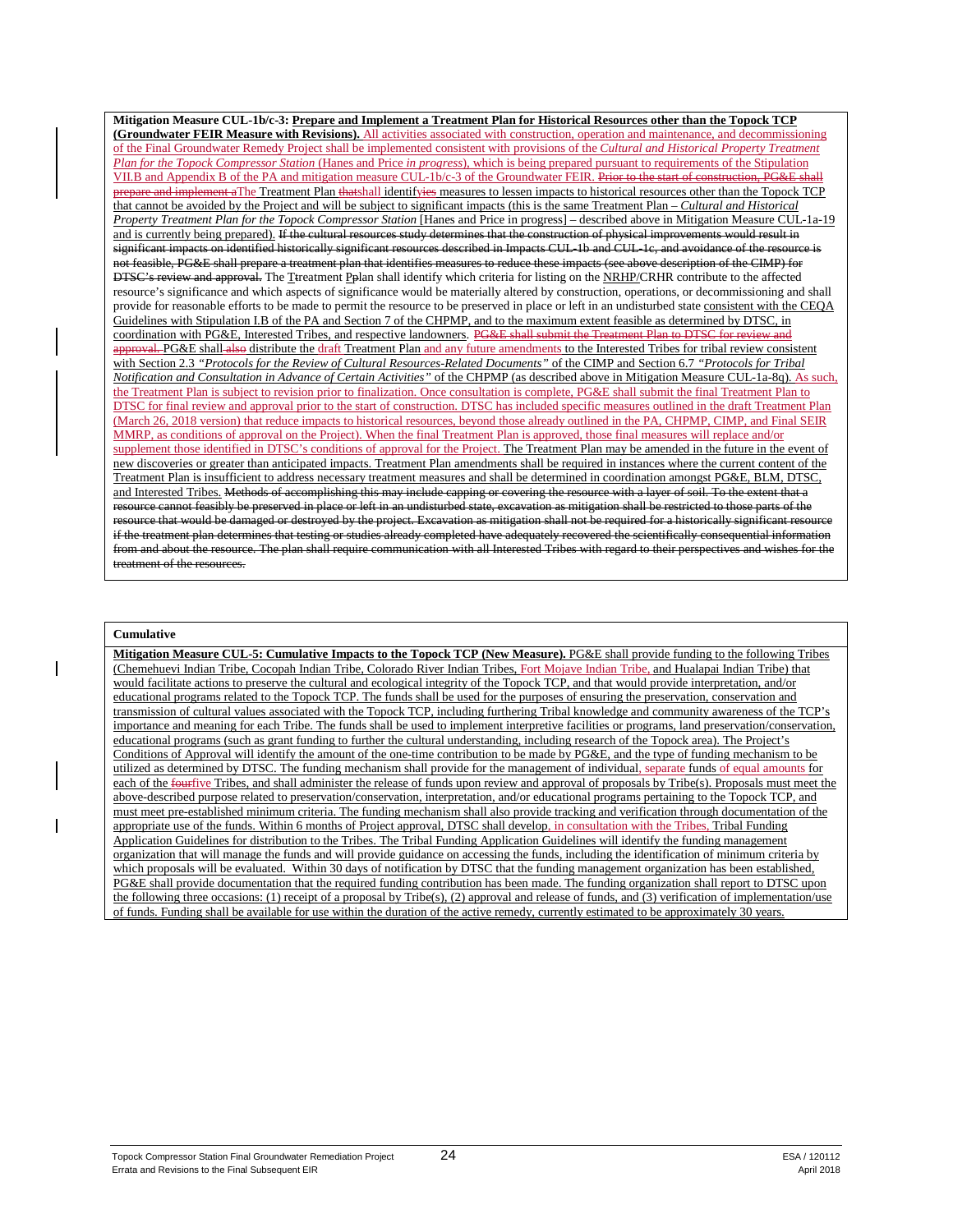**Mitigation Measure CUL-1b/c-3: Prepare and Implement a Treatment Plan for Historical Resources other than the Topock TCP (Groundwater FEIR Measure with Revisions).** All activities associated with construction, operation and maintenance, and decommissioning of the Final Groundwater Remedy Project shall be implemented consistent with provisions of the *Cultural and Historical Property Treatment Plan for the Topock Compressor Station* (Hanes and Price *in progress*), which is being prepared pursuant to requirements of the Stipulation VII.B and Appendix B of the PA and mitigation measure CUL-1b/c-3 of the Groundwater FEIR. ~~Prior to the start of construction, PG&E shall prepare and implement a~~The Treatment Plan ~~that~~shall identify~~ies~~ measures to lessen impacts to historical resources other than the Topock TCP that cannot be avoided by the Project and will be subject to significant impacts (this is the same Treatment Plan – *Cultural and Historical Property Treatment Plan for the Topock Compressor Station* [Hanes and Price in progress] – described above in Mitigation Measure CUL-1a-19 and is currently being prepared). ~~If the cultural resources study determines that the construction of physical improvements would result in significant impacts on identified historically significant resources described in Impacts CUL-1b and CUL-1c, and avoidance of the resource is not feasible, PG&E shall prepare a treatment plan that identifies measures to reduce these impacts (see above description of the CIMP) for DTSC's review and approval.~~ The ~~t~~Treatment ~~p~~Plan shall identify which criteria for listing on the NRHP/CRHR contribute to the affected resource's significance and which aspects of significance would be materially altered by construction, operations, or decommissioning and shall provide for reasonable efforts to be made to permit the resource to be preserved in place or left in an undisturbed state consistent with the CEQA Guidelines with Stipulation I.B of the PA and Section 7 of the CHPMP, and to the maximum extent feasible as determined by DTSC, in coordination with PG&E, Interested Tribes, and respective landowners. ~~PG&E shall submit the Treatment Plan to DTSC for review and approval.~~ PG&E shall ~~also~~ distribute the draft Treatment Plan and any future amendments to the Interested Tribes for tribal review consistent with Section 2.3 *"Protocols for the Review of Cultural Resources-Related Documents"* of the CIMP and Section 6.7 *"Protocols for Tribal Notification and Consultation in Advance of Certain Activities"* of the CHPMP (as described above in Mitigation Measure CUL-1a-8q). As such, the Treatment Plan is subject to revision prior to finalization. Once consultation is complete, PG&E shall submit the final Treatment Plan to DTSC for final review and approval prior to the start of construction. DTSC has included specific measures outlined in the draft Treatment Plan (March 26, 2018 version) that reduce impacts to historical resources, beyond those already outlined in the PA, CHPMP, CIMP, and Final SEIR MMRP, as conditions of approval on the Project). When the final Treatment Plan is approved, those final measures will replace and/or supplement those identified in DTSC's conditions of approval for the Project. The Treatment Plan may be amended in the future in the event of new discoveries or greater than anticipated impacts. Treatment Plan amendments shall be required in instances where the current content of the Treatment Plan is insufficient to address necessary treatment measures and shall be determined in coordination amongst PG&E, BLM, DTSC, and Interested Tribes. ~~Methods of accomplishing this may include capping or covering the resource with a layer of soil. To the extent that a resource cannot feasibly be preserved in place or left in an undisturbed state, excavation as mitigation shall be restricted to those parts of the resource that would be damaged or destroyed by the project. Excavation as mitigation shall not be required for a historically significant resource if the treatment plan determines that testing or studies already completed have adequately recovered the scientifically consequential information from and about the resource. The plan shall require communication with all Interested Tribes with regard to their perspectives and wishes for the treatment of the resources.~~

**Cumulative**

**Mitigation Measure CUL-5: Cumulative Impacts to the Topock TCP (New Measure).** PG&E shall provide funding to the following Tribes (Chemehuevi Indian Tribe, Cocopah Indian Tribe, Colorado River Indian Tribes, Fort Mojave Indian Tribe, and Hualapai Indian Tribe) that would facilitate actions to preserve the cultural and ecological integrity of the Topock TCP, and that would provide interpretation, and/or educational programs related to the Topock TCP. The funds shall be used for the purposes of ensuring the preservation, conservation and transmission of cultural values associated with the Topock TCP, including furthering Tribal knowledge and community awareness of the TCP's importance and meaning for each Tribe. The funds shall be used to implement interpretive facilities or programs, land preservation/conservation, educational programs (such as grant funding to further the cultural understanding, including research of the Topock area). The Project's Conditions of Approval will identify the amount of the one-time contribution to be made by PG&E, and the type of funding mechanism to be utilized as determined by DTSC. The funding mechanism shall provide for the management of individual, separate funds of equal amounts for each of the ~~four~~five Tribes, and shall administer the release of funds upon review and approval of proposals by Tribe(s). Proposals must meet the above-described purpose related to preservation/conservation, interpretation, and/or educational programs pertaining to the Topock TCP, and must meet pre-established minimum criteria. The funding mechanism shall also provide tracking and verification through documentation of the appropriate use of the funds. Within 6 months of Project approval, DTSC shall develop, in consultation with the Tribes, Tribal Funding Application Guidelines for distribution to the Tribes. The Tribal Funding Application Guidelines will identify the funding management organization that will manage the funds and will provide guidance on accessing the funds, including the identification of minimum criteria by which proposals will be evaluated. Within 30 days of notification by DTSC that the funding management organization has been established, PG&E shall provide documentation that the required funding contribution has been made. The funding organization shall report to DTSC upon the following three occasions: (1) receipt of a proposal by Tribe(s), (2) approval and release of funds, and (3) verification of implementation/use of funds. Funding shall be available for use within the duration of the active remedy, currently estimated to be approximately 30 years.